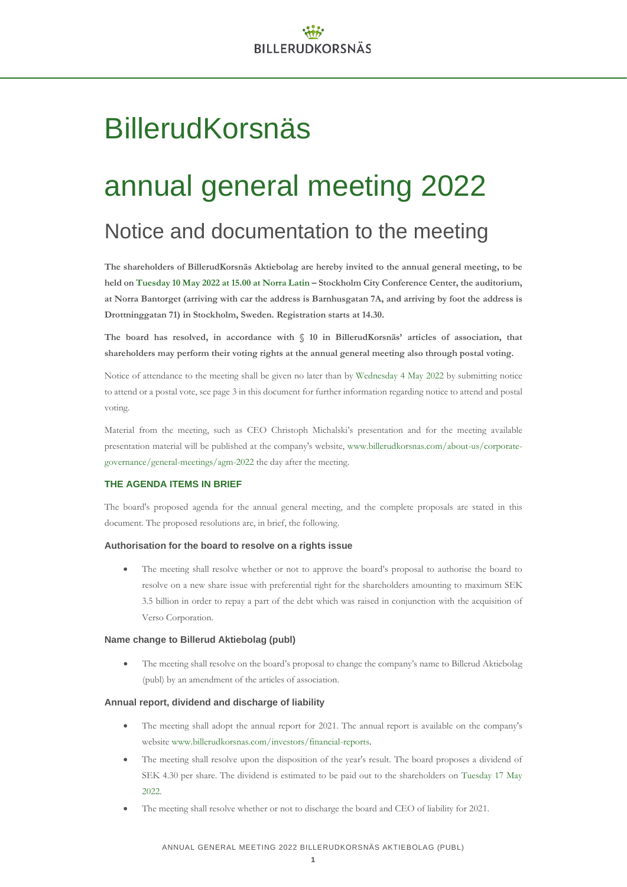# BillerudKorsnäs

# annual general meeting 2022

## Notice and documentation to the meeting

**The shareholders of BillerudKorsnäs Aktiebolag are hereby invited to the annual general meeting, to be held on Tuesday 10 May 2022 at 15.00 at Norra Latin – Stockholm City Conference Center, the auditorium, at Norra Bantorget (arriving with car the address is Barnhusgatan 7A, and arriving by foot the address is Drottninggatan 71) in Stockholm, Sweden. Registration starts at 14.30.**

**The board has resolved, in accordance with § 10 in BillerudKorsnäs' articles of association, that shareholders may perform their voting rights at the annual general meeting also through postal voting.**

Notice of attendance to the meeting shall be given no later than by Wednesday 4 May 2022 by submitting notice to attend or a postal vote, see page 3 in this document for further information regarding notice to attend and postal voting.

Material from the meeting, such as CEO Christoph Michalski's presentation and for the meeting available presentation material will be published at the company's website, www.billerudkorsnas.com/about-us/corporate-governance/general-meetings/agm-2022 the day after the meeting.

### THE AGENDA ITEMS IN BRIEF

The board's proposed agenda for the annual general meeting, and the complete proposals are stated in this document. The proposed resolutions are, in brief, the following.

#### Authorisation for the board to resolve on a rights issue

- The meeting shall resolve whether or not to approve the board's proposal to authorise the board to resolve on a new share issue with preferential right for the shareholders amounting to maximum SEK 3.5 billion in order to repay a part of the debt which was raised in conjunction with the acquisition of Verso Corporation.

#### Name change to Billerud Aktiebolag (publ)

- The meeting shall resolve on the board's proposal to change the company's name to Billerud Aktiebolag (publ) by an amendment of the articles of association.

#### Annual report, dividend and discharge of liability

- The meeting shall adopt the annual report for 2021. The annual report is available on the company's website www.billerudkorsnas.com/investors/financial-reports.
- The meeting shall resolve upon the disposition of the year's result. The board proposes a dividend of SEK 4.30 per share. The dividend is estimated to be paid out to the shareholders on Tuesday 17 May 2022.
- The meeting shall resolve whether or not to discharge the board and CEO of liability for 2021.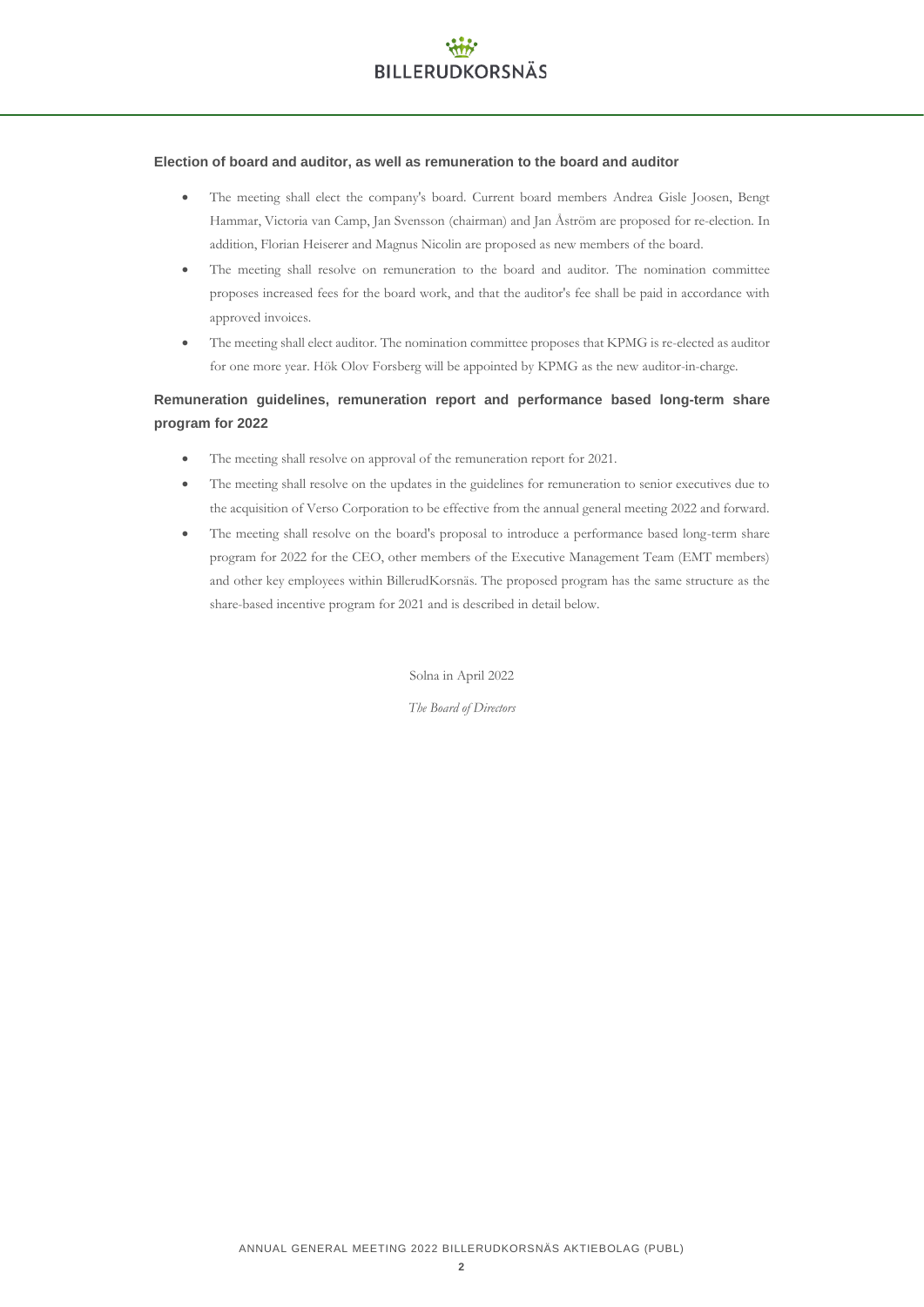### Election of board and auditor, as well as remuneration to the board and auditor

- The meeting shall elect the company's board. Current board members Andrea Gisle Joosen, Bengt Hammar, Victoria van Camp, Jan Svensson (chairman) and Jan Åström are proposed for re-election. In addition, Florian Heiserer and Magnus Nicolin are proposed as new members of the board.
- The meeting shall resolve on remuneration to the board and auditor. The nomination committee proposes increased fees for the board work, and that the auditor's fee shall be paid in accordance with approved invoices.
- The meeting shall elect auditor. The nomination committee proposes that KPMG is re-elected as auditor for one more year. Hök Olov Forsberg will be appointed by KPMG as the new auditor-in-charge.

### Remuneration guidelines, remuneration report and performance based long-term share program for 2022

- The meeting shall resolve on approval of the remuneration report for 2021.
- The meeting shall resolve on the updates in the guidelines for remuneration to senior executives due to the acquisition of Verso Corporation to be effective from the annual general meeting 2022 and forward.
- The meeting shall resolve on the board's proposal to introduce a performance based long-term share program for 2022 for the CEO, other members of the Executive Management Team (EMT members) and other key employees within BillerudKorsnäs. The proposed program has the same structure as the share-based incentive program for 2021 and is described in detail below.

Solna in April 2022

*The Board of Directors*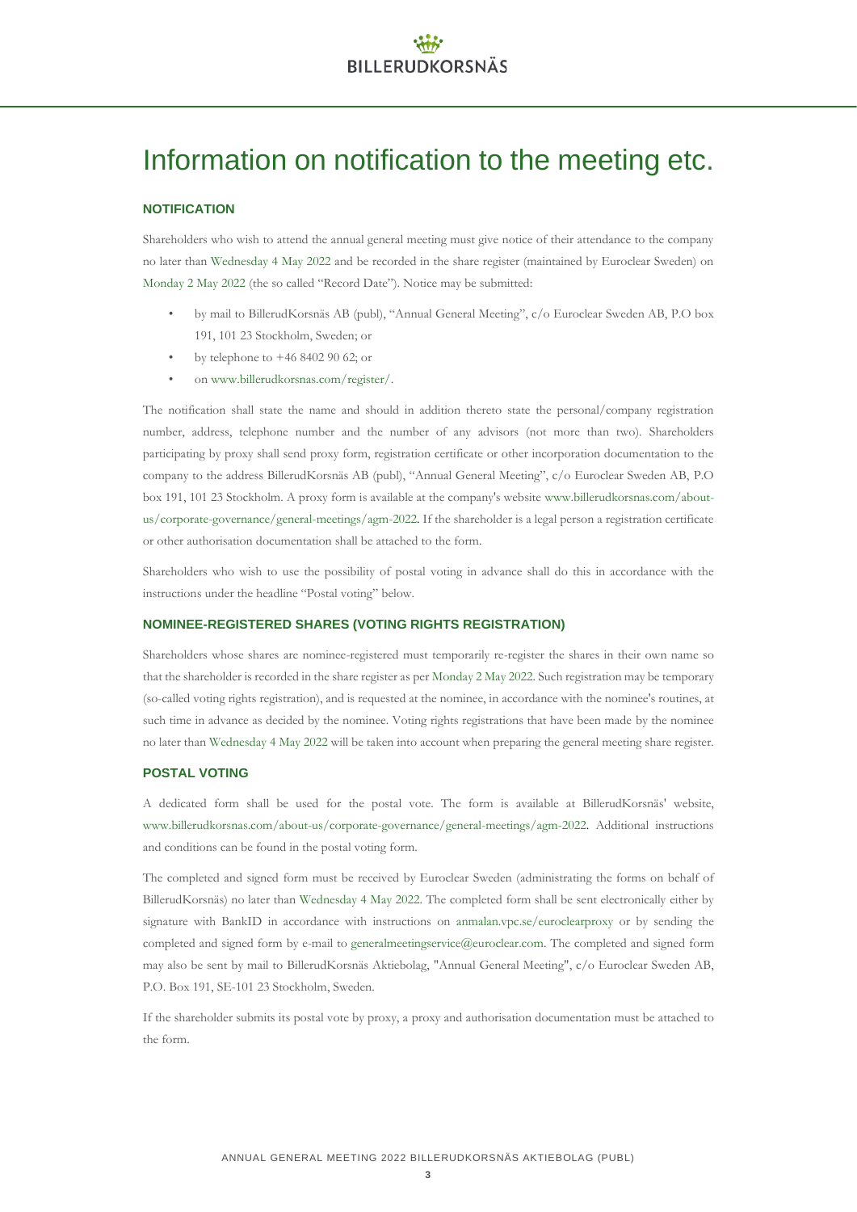# Information on notification to the meeting etc.

### NOTIFICATION

Shareholders who wish to attend the annual general meeting must give notice of their attendance to the company no later than Wednesday 4 May 2022 and be recorded in the share register (maintained by Euroclear Sweden) on Monday 2 May 2022 (the so called "Record Date"). Notice may be submitted:

- by mail to BillerudKorsnäs AB (publ), "Annual General Meeting", c/o Euroclear Sweden AB, P.O box 191, 101 23 Stockholm, Sweden; or
- by telephone to +46 8402 90 62; or
- on www.billerudkorsnas.com/register/.

The notification shall state the name and should in addition thereto state the personal/company registration number, address, telephone number and the number of any advisors (not more than two). Shareholders participating by proxy shall send proxy form, registration certificate or other incorporation documentation to the company to the address BillerudKorsnäs AB (publ), "Annual General Meeting", c/o Euroclear Sweden AB, P.O box 191, 101 23 Stockholm. A proxy form is available at the company's website www.billerudkorsnas.com/about-us/corporate-governance/general-meetings/agm-2022. If the shareholder is a legal person a registration certificate or other authorisation documentation shall be attached to the form.

Shareholders who wish to use the possibility of postal voting in advance shall do this in accordance with the instructions under the headline "Postal voting" below.

### NOMINEE-REGISTERED SHARES (VOTING RIGHTS REGISTRATION)

Shareholders whose shares are nominee-registered must temporarily re-register the shares in their own name so that the shareholder is recorded in the share register as per Monday 2 May 2022. Such registration may be temporary (so-called voting rights registration), and is requested at the nominee, in accordance with the nominee's routines, at such time in advance as decided by the nominee. Voting rights registrations that have been made by the nominee no later than Wednesday 4 May 2022 will be taken into account when preparing the general meeting share register.

### POSTAL VOTING

A dedicated form shall be used for the postal vote. The form is available at BillerudKorsnäs' website, www.billerudkorsnas.com/about-us/corporate-governance/general-meetings/agm-2022. Additional instructions and conditions can be found in the postal voting form.

The completed and signed form must be received by Euroclear Sweden (administrating the forms on behalf of BillerudKorsnäs) no later than Wednesday 4 May 2022. The completed form shall be sent electronically either by signature with BankID in accordance with instructions on anmalan.vpc.se/euroclearproxy or by sending the completed and signed form by e-mail to generalmeetingservice@euroclear.com. The completed and signed form may also be sent by mail to BillerudKorsnäs Aktiebolag, "Annual General Meeting", c/o Euroclear Sweden AB, P.O. Box 191, SE-101 23 Stockholm, Sweden.

If the shareholder submits its postal vote by proxy, a proxy and authorisation documentation must be attached to the form.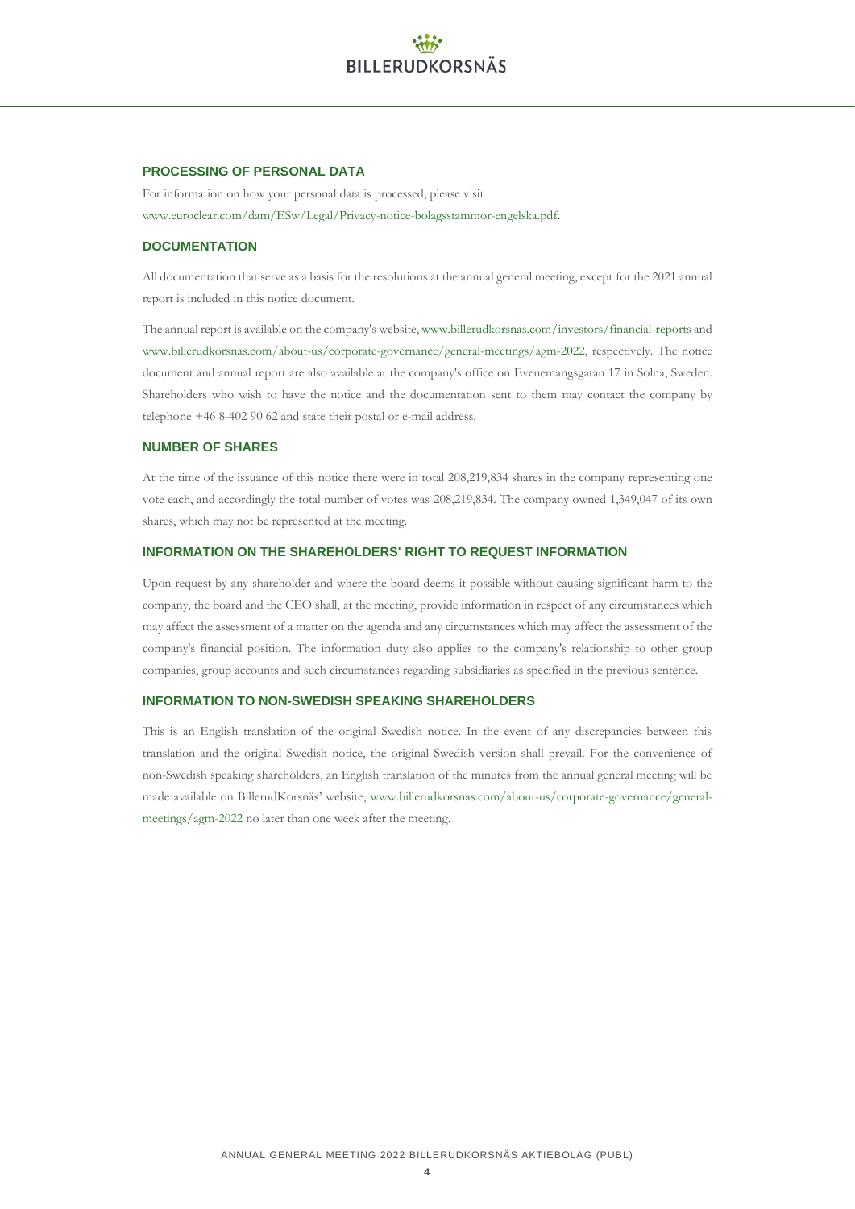## PROCESSING OF PERSONAL DATA

For information on how your personal data is processed, please visit www.euroclear.com/dam/ESw/Legal/Privacy-notice-bolagsstammor-engelska.pdf.

## DOCUMENTATION

All documentation that serve as a basis for the resolutions at the annual general meeting, except for the 2021 annual report is included in this notice document.

The annual report is available on the company's website, www.billerudkorsnas.com/investors/financial-reports and www.billerudkorsnas.com/about-us/corporate-governance/general-meetings/agm-2022, respectively. The notice document and annual report are also available at the company's office on Evenemangsgatan 17 in Solna, Sweden. Shareholders who wish to have the notice and the documentation sent to them may contact the company by telephone +46 8-402 90 62 and state their postal or e-mail address.

## NUMBER OF SHARES

At the time of the issuance of this notice there were in total 208,219,834 shares in the company representing one vote each, and accordingly the total number of votes was 208,219,834. The company owned 1,349,047 of its own shares, which may not be represented at the meeting.

## INFORMATION ON THE SHAREHOLDERS' RIGHT TO REQUEST INFORMATION

Upon request by any shareholder and where the board deems it possible without causing significant harm to the company, the board and the CEO shall, at the meeting, provide information in respect of any circumstances which may affect the assessment of a matter on the agenda and any circumstances which may affect the assessment of the company's financial position. The information duty also applies to the company's relationship to other group companies, group accounts and such circumstances regarding subsidiaries as specified in the previous sentence.

## INFORMATION TO NON-SWEDISH SPEAKING SHAREHOLDERS

This is an English translation of the original Swedish notice. In the event of any discrepancies between this translation and the original Swedish notice, the original Swedish version shall prevail. For the convenience of non-Swedish speaking shareholders, an English translation of the minutes from the annual general meeting will be made available on BillerudKorsnäs' website, www.billerudkorsnas.com/about-us/corporate-governance/general-meetings/agm-2022 no later than one week after the meeting.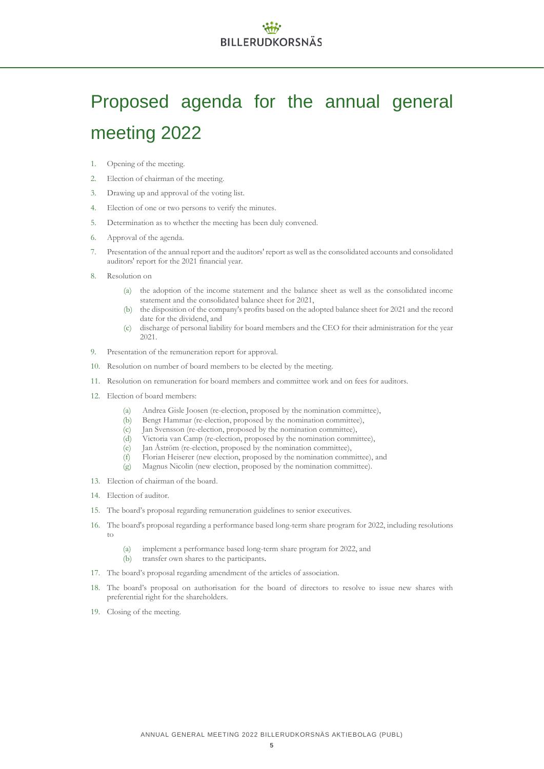# Proposed agenda for the annual general meeting 2022

1. Opening of the meeting.
2. Election of chairman of the meeting.
3. Drawing up and approval of the voting list.
4. Election of one or two persons to verify the minutes.
5. Determination as to whether the meeting has been duly convened.
6. Approval of the agenda.
7. Presentation of the annual report and the auditors' report as well as the consolidated accounts and consolidated auditors' report for the 2021 financial year.
8. Resolution on
   - (a) the adoption of the income statement and the balance sheet as well as the consolidated income statement and the consolidated balance sheet for 2021,
   - (b) the disposition of the company's profits based on the adopted balance sheet for 2021 and the record date for the dividend, and
   - (c) discharge of personal liability for board members and the CEO for their administration for the year 2021.
9. Presentation of the remuneration report for approval.
10. Resolution on number of board members to be elected by the meeting.
11. Resolution on remuneration for board members and committee work and on fees for auditors.
12. Election of board members:
    - (a) Andrea Gisle Joosen (re-election, proposed by the nomination committee),
    - (b) Bengt Hammar (re-election, proposed by the nomination committee),
    - (c) Jan Svensson (re-election, proposed by the nomination committee),
    - (d) Victoria van Camp (re-election, proposed by the nomination committee),
    - (e) Jan Åström (re-election, proposed by the nomination committee),
    - (f) Florian Heiserer (new election, proposed by the nomination committee), and
    - (g) Magnus Nicolin (new election, proposed by the nomination committee).
13. Election of chairman of the board.
14. Election of auditor.
15. The board's proposal regarding remuneration guidelines to senior executives.
16. The board's proposal regarding a performance based long-term share program for 2022, including resolutions to
    - (a) implement a performance based long-term share program for 2022, and
    - (b) transfer own shares to the participants.
17. The board's proposal regarding amendment of the articles of association.
18. The board's proposal on authorisation for the board of directors to resolve to issue new shares with preferential right for the shareholders.
19. Closing of the meeting.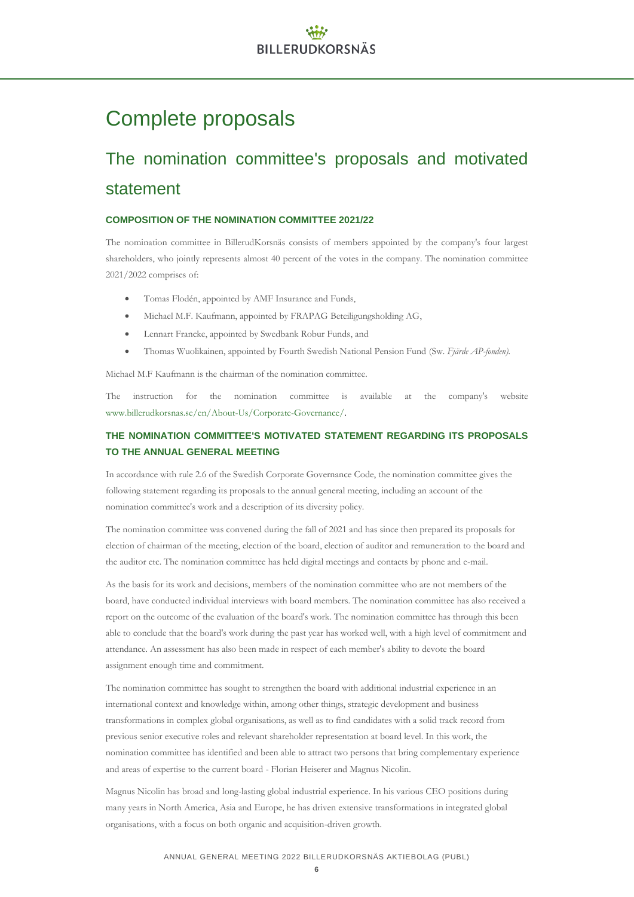# Complete proposals

## The nomination committee's proposals and motivated statement

### COMPOSITION OF THE NOMINATION COMMITTEE 2021/22

The nomination committee in BillerudKorsnäs consists of members appointed by the company's four largest shareholders, who jointly represents almost 40 percent of the votes in the company. The nomination committee 2021/2022 comprises of:

- Tomas Flodén, appointed by AMF Insurance and Funds,
- Michael M.F. Kaufmann, appointed by FRAPAG Beteiligungsholding AG,
- Lennart Francke, appointed by Swedbank Robur Funds, and
- Thomas Wuolikainen, appointed by Fourth Swedish National Pension Fund (Sw. *Fjärde AP-fonden*).

Michael M.F Kaufmann is the chairman of the nomination committee.

The instruction for the nomination committee is available at the company's website www.billerudkorsnas.se/en/About-Us/Corporate-Governance/.

### THE NOMINATION COMMITTEE'S MOTIVATED STATEMENT REGARDING ITS PROPOSALS TO THE ANNUAL GENERAL MEETING

In accordance with rule 2.6 of the Swedish Corporate Governance Code, the nomination committee gives the following statement regarding its proposals to the annual general meeting, including an account of the nomination committee's work and a description of its diversity policy.

The nomination committee was convened during the fall of 2021 and has since then prepared its proposals for election of chairman of the meeting, election of the board, election of auditor and remuneration to the board and the auditor etc. The nomination committee has held digital meetings and contacts by phone and e-mail.

As the basis for its work and decisions, members of the nomination committee who are not members of the board, have conducted individual interviews with board members. The nomination committee has also received a report on the outcome of the evaluation of the board's work. The nomination committee has through this been able to conclude that the board's work during the past year has worked well, with a high level of commitment and attendance. An assessment has also been made in respect of each member's ability to devote the board assignment enough time and commitment.

The nomination committee has sought to strengthen the board with additional industrial experience in an international context and knowledge within, among other things, strategic development and business transformations in complex global organisations, as well as to find candidates with a solid track record from previous senior executive roles and relevant shareholder representation at board level. In this work, the nomination committee has identified and been able to attract two persons that bring complementary experience and areas of expertise to the current board - Florian Heiserer and Magnus Nicolin.

Magnus Nicolin has broad and long-lasting global industrial experience. In his various CEO positions during many years in North America, Asia and Europe, he has driven extensive transformations in integrated global organisations, with a focus on both organic and acquisition-driven growth.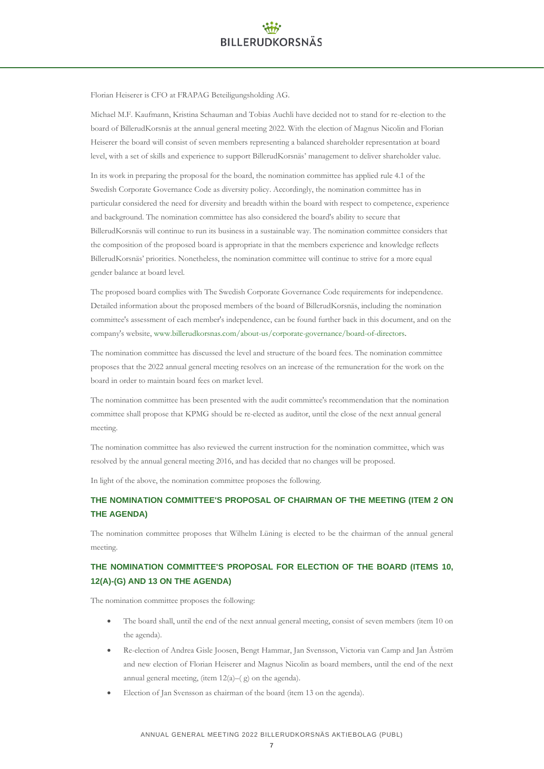Florian Heiserer is CFO at FRAPAG Beteiligungsholding AG.

Michael M.F. Kaufmann, Kristina Schauman and Tobias Auchli have decided not to stand for re-election to the board of BillerudKorsnäs at the annual general meeting 2022. With the election of Magnus Nicolin and Florian Heiserer the board will consist of seven members representing a balanced shareholder representation at board level, with a set of skills and experience to support BillerudKorsnäs' management to deliver shareholder value.

In its work in preparing the proposal for the board, the nomination committee has applied rule 4.1 of the Swedish Corporate Governance Code as diversity policy. Accordingly, the nomination committee has in particular considered the need for diversity and breadth within the board with respect to competence, experience and background. The nomination committee has also considered the board's ability to secure that BillerudKorsnäs will continue to run its business in a sustainable way. The nomination committee considers that the composition of the proposed board is appropriate in that the members experience and knowledge reflects BillerudKorsnäs' priorities. Nonetheless, the nomination committee will continue to strive for a more equal gender balance at board level.

The proposed board complies with The Swedish Corporate Governance Code requirements for independence. Detailed information about the proposed members of the board of BillerudKorsnäs, including the nomination committee's assessment of each member's independence, can be found further back in this document, and on the company's website, www.billerudkorsnas.com/about-us/corporate-governance/board-of-directors.

The nomination committee has discussed the level and structure of the board fees. The nomination committee proposes that the 2022 annual general meeting resolves on an increase of the remuneration for the work on the board in order to maintain board fees on market level.

The nomination committee has been presented with the audit committee's recommendation that the nomination committee shall propose that KPMG should be re-elected as auditor, until the close of the next annual general meeting.

The nomination committee has also reviewed the current instruction for the nomination committee, which was resolved by the annual general meeting 2016, and has decided that no changes will be proposed.

In light of the above, the nomination committee proposes the following.

## THE NOMINATION COMMITTEE'S PROPOSAL OF CHAIRMAN OF THE MEETING (ITEM 2 ON THE AGENDA)

The nomination committee proposes that Wilhelm Lüning is elected to be the chairman of the annual general meeting.

## THE NOMINATION COMMITTEE'S PROPOSAL FOR ELECTION OF THE BOARD (ITEMS 10, 12(A)-(G) AND 13 ON THE AGENDA)

The nomination committee proposes the following:

- The board shall, until the end of the next annual general meeting, consist of seven members (item 10 on the agenda).
- Re-election of Andrea Gisle Joosen, Bengt Hammar, Jan Svensson, Victoria van Camp and Jan Åström and new election of Florian Heiserer and Magnus Nicolin as board members, until the end of the next annual general meeting, (item 12(a)–( g) on the agenda).
- Election of Jan Svensson as chairman of the board (item 13 on the agenda).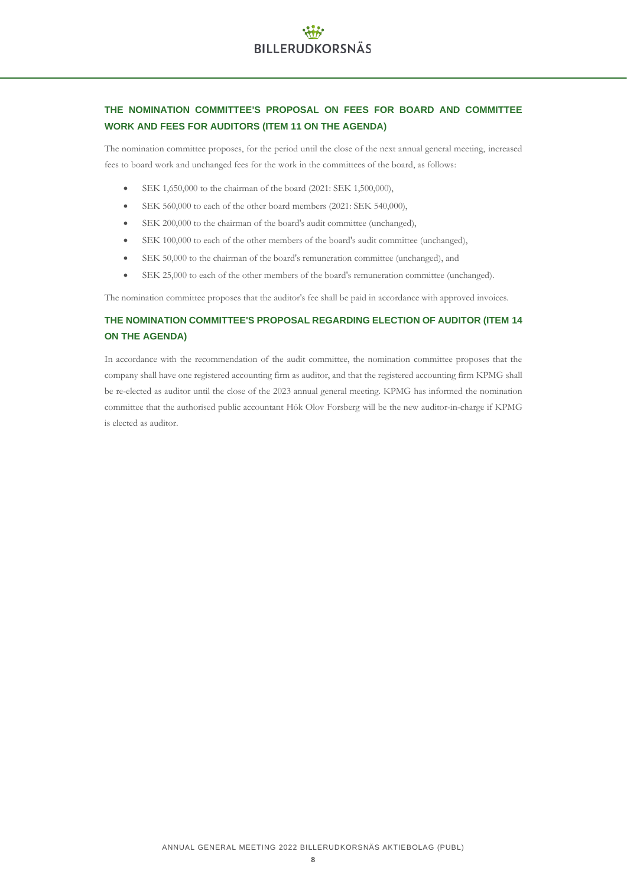## THE NOMINATION COMMITTEE'S PROPOSAL ON FEES FOR BOARD AND COMMITTEE WORK AND FEES FOR AUDITORS (ITEM 11 ON THE AGENDA)

The nomination committee proposes, for the period until the close of the next annual general meeting, increased fees to board work and unchanged fees for the work in the committees of the board, as follows:

- SEK 1,650,000 to the chairman of the board (2021: SEK 1,500,000),
- SEK 560,000 to each of the other board members (2021: SEK 540,000),
- SEK 200,000 to the chairman of the board's audit committee (unchanged),
- SEK 100,000 to each of the other members of the board's audit committee (unchanged),
- SEK 50,000 to the chairman of the board's remuneration committee (unchanged), and
- SEK 25,000 to each of the other members of the board's remuneration committee (unchanged).

The nomination committee proposes that the auditor's fee shall be paid in accordance with approved invoices.

## THE NOMINATION COMMITTEE'S PROPOSAL REGARDING ELECTION OF AUDITOR (ITEM 14 ON THE AGENDA)

In accordance with the recommendation of the audit committee, the nomination committee proposes that the company shall have one registered accounting firm as auditor, and that the registered accounting firm KPMG shall be re-elected as auditor until the close of the 2023 annual general meeting. KPMG has informed the nomination committee that the authorised public accountant Hök Olov Forsberg will be the new auditor-in-charge if KPMG is elected as auditor.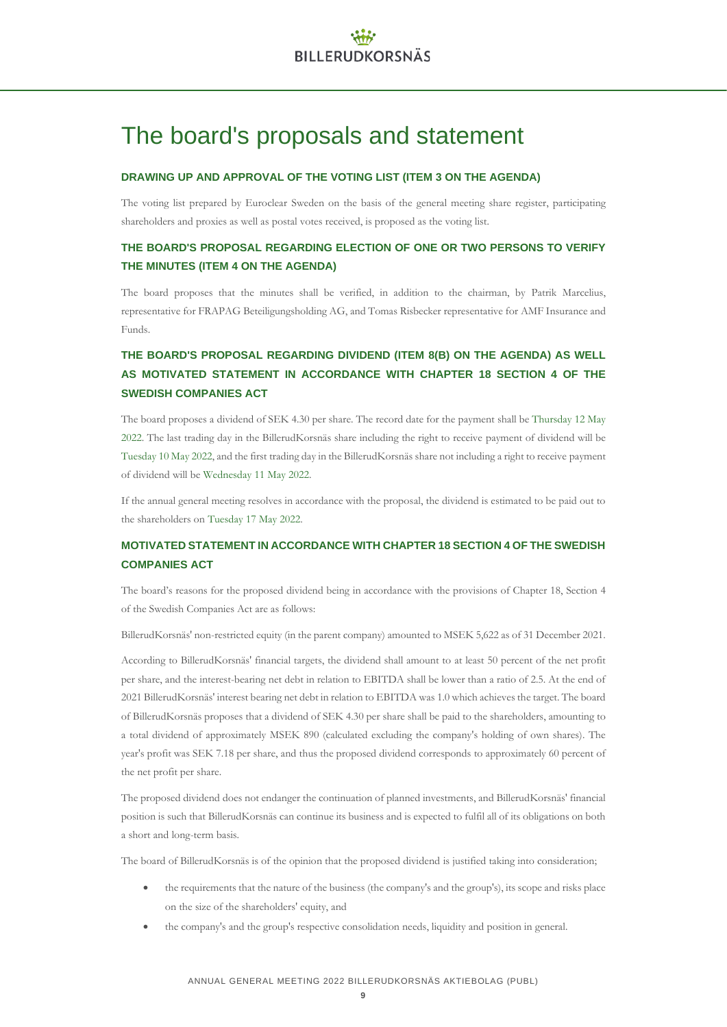# The board's proposals and statement

### DRAWING UP AND APPROVAL OF THE VOTING LIST (ITEM 3 ON THE AGENDA)

The voting list prepared by Euroclear Sweden on the basis of the general meeting share register, participating shareholders and proxies as well as postal votes received, is proposed as the voting list.

### THE BOARD'S PROPOSAL REGARDING ELECTION OF ONE OR TWO PERSONS TO VERIFY THE MINUTES (ITEM 4 ON THE AGENDA)

The board proposes that the minutes shall be verified, in addition to the chairman, by Patrik Marcelius, representative for FRAPAG Beteiligungsholding AG, and Tomas Risbecker representative for AMF Insurance and Funds.

### THE BOARD'S PROPOSAL REGARDING DIVIDEND (ITEM 8(B) ON THE AGENDA) AS WELL AS MOTIVATED STATEMENT IN ACCORDANCE WITH CHAPTER 18 SECTION 4 OF THE SWEDISH COMPANIES ACT

The board proposes a dividend of SEK 4.30 per share. The record date for the payment shall be Thursday 12 May 2022. The last trading day in the BillerudKorsnäs share including the right to receive payment of dividend will be Tuesday 10 May 2022, and the first trading day in the BillerudKorsnäs share not including a right to receive payment of dividend will be Wednesday 11 May 2022.

If the annual general meeting resolves in accordance with the proposal, the dividend is estimated to be paid out to the shareholders on Tuesday 17 May 2022.

### MOTIVATED STATEMENT IN ACCORDANCE WITH CHAPTER 18 SECTION 4 OF THE SWEDISH COMPANIES ACT

The board's reasons for the proposed dividend being in accordance with the provisions of Chapter 18, Section 4 of the Swedish Companies Act are as follows:

BillerudKorsnäs' non-restricted equity (in the parent company) amounted to MSEK 5,622 as of 31 December 2021.

According to BillerudKorsnäs' financial targets, the dividend shall amount to at least 50 percent of the net profit per share, and the interest-bearing net debt in relation to EBITDA shall be lower than a ratio of 2.5. At the end of 2021 BillerudKorsnäs' interest bearing net debt in relation to EBITDA was 1.0 which achieves the target. The board of BillerudKorsnäs proposes that a dividend of SEK 4.30 per share shall be paid to the shareholders, amounting to a total dividend of approximately MSEK 890 (calculated excluding the company's holding of own shares). The year's profit was SEK 7.18 per share, and thus the proposed dividend corresponds to approximately 60 percent of the net profit per share.

The proposed dividend does not endanger the continuation of planned investments, and BillerudKorsnäs' financial position is such that BillerudKorsnäs can continue its business and is expected to fulfil all of its obligations on both a short and long-term basis.

The board of BillerudKorsnäs is of the opinion that the proposed dividend is justified taking into consideration;

- the requirements that the nature of the business (the company's and the group's), its scope and risks place on the size of the shareholders' equity, and
- the company's and the group's respective consolidation needs, liquidity and position in general.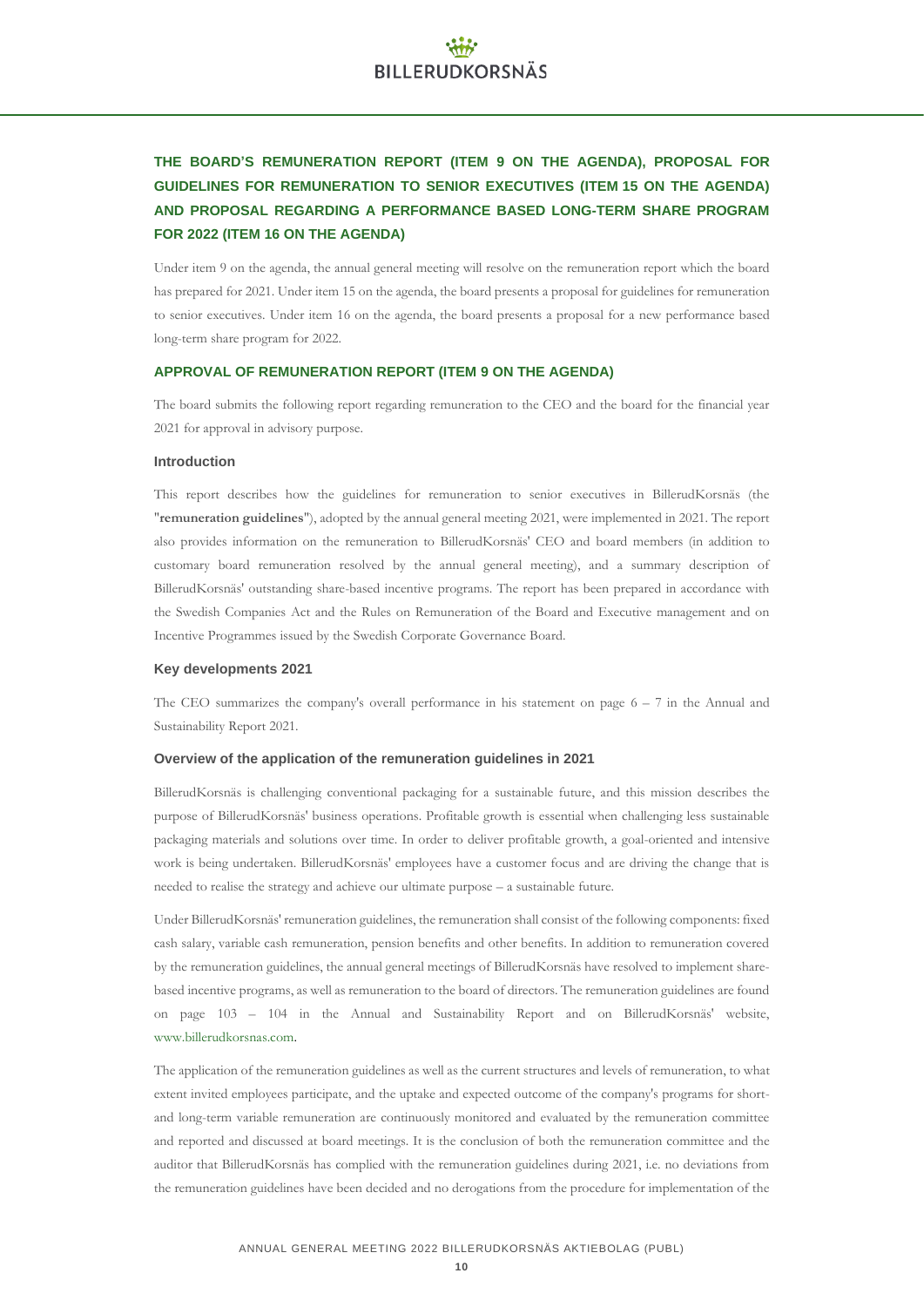## THE BOARD'S REMUNERATION REPORT (ITEM 9 ON THE AGENDA), PROPOSAL FOR GUIDELINES FOR REMUNERATION TO SENIOR EXECUTIVES (ITEM 15 ON THE AGENDA) AND PROPOSAL REGARDING A PERFORMANCE BASED LONG-TERM SHARE PROGRAM FOR 2022 (ITEM 16 ON THE AGENDA)

Under item 9 on the agenda, the annual general meeting will resolve on the remuneration report which the board has prepared for 2021. Under item 15 on the agenda, the board presents a proposal for guidelines for remuneration to senior executives. Under item 16 on the agenda, the board presents a proposal for a new performance based long-term share program for 2022.

### APPROVAL OF REMUNERATION REPORT (ITEM 9 ON THE AGENDA)

The board submits the following report regarding remuneration to the CEO and the board for the financial year 2021 for approval in advisory purpose.

#### Introduction

This report describes how the guidelines for remuneration to senior executives in BillerudKorsnäs (the "**remuneration guidelines**"), adopted by the annual general meeting 2021, were implemented in 2021. The report also provides information on the remuneration to BillerudKorsnäs' CEO and board members (in addition to customary board remuneration resolved by the annual general meeting), and a summary description of BillerudKorsnäs' outstanding share-based incentive programs. The report has been prepared in accordance with the Swedish Companies Act and the Rules on Remuneration of the Board and Executive management and on Incentive Programmes issued by the Swedish Corporate Governance Board.

#### Key developments 2021

The CEO summarizes the company's overall performance in his statement on page 6 – 7 in the Annual and Sustainability Report 2021.

#### Overview of the application of the remuneration guidelines in 2021

BillerudKorsnäs is challenging conventional packaging for a sustainable future, and this mission describes the purpose of BillerudKorsnäs' business operations. Profitable growth is essential when challenging less sustainable packaging materials and solutions over time. In order to deliver profitable growth, a goal-oriented and intensive work is being undertaken. BillerudKorsnäs' employees have a customer focus and are driving the change that is needed to realise the strategy and achieve our ultimate purpose – a sustainable future.

Under BillerudKorsnäs' remuneration guidelines, the remuneration shall consist of the following components: fixed cash salary, variable cash remuneration, pension benefits and other benefits. In addition to remuneration covered by the remuneration guidelines, the annual general meetings of BillerudKorsnäs have resolved to implement share-based incentive programs, as well as remuneration to the board of directors. The remuneration guidelines are found on page 103 – 104 in the Annual and Sustainability Report and on BillerudKorsnäs' website, www.billerudkorsnas.com.

The application of the remuneration guidelines as well as the current structures and levels of remuneration, to what extent invited employees participate, and the uptake and expected outcome of the company's programs for short- and long-term variable remuneration are continuously monitored and evaluated by the remuneration committee and reported and discussed at board meetings. It is the conclusion of both the remuneration committee and the auditor that BillerudKorsnäs has complied with the remuneration guidelines during 2021, i.e. no deviations from the remuneration guidelines have been decided and no derogations from the procedure for implementation of the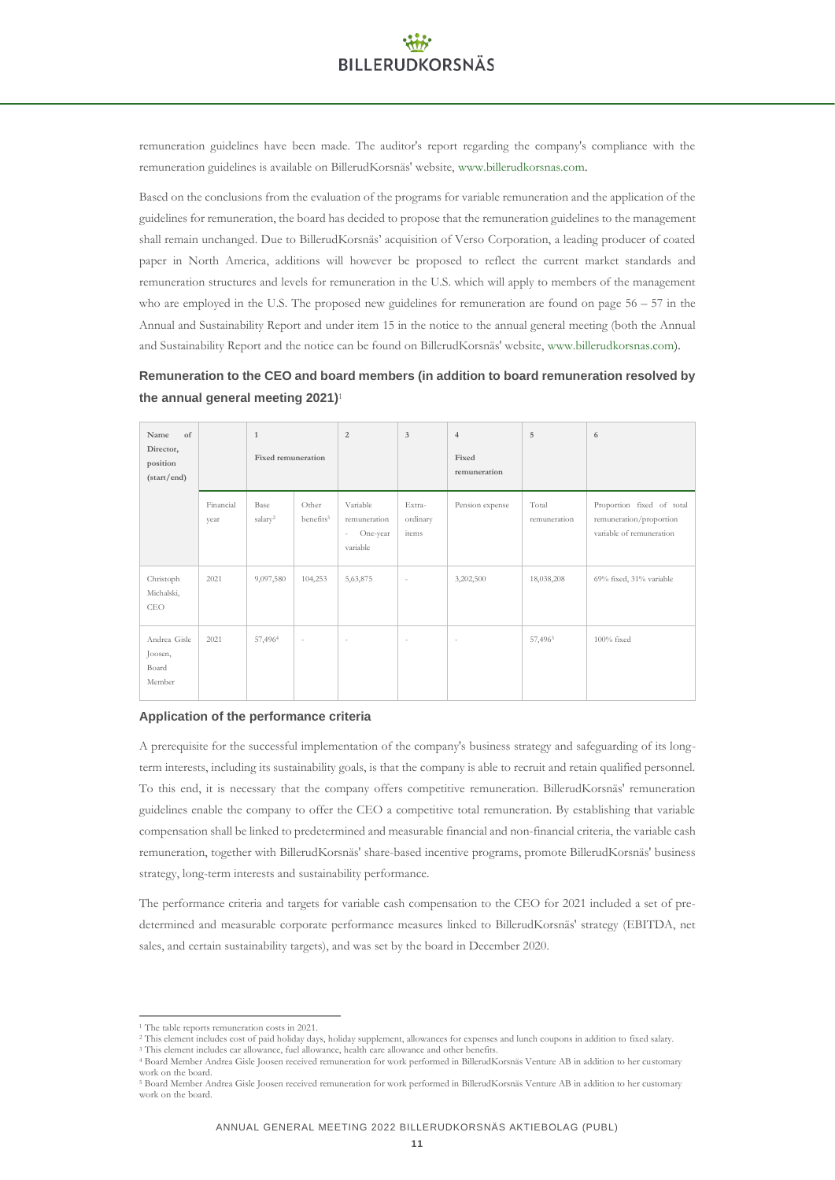remuneration guidelines have been made. The auditor's report regarding the company's compliance with the remuneration guidelines is available on BillerudKorsnäs' website, www.billerudkorsnas.com.

Based on the conclusions from the evaluation of the programs for variable remuneration and the application of the guidelines for remuneration, the board has decided to propose that the remuneration guidelines to the management shall remain unchanged. Due to BillerudKorsnäs' acquisition of Verso Corporation, a leading producer of coated paper in North America, additions will however be proposed to reflect the current market standards and remuneration structures and levels for remuneration in the U.S. which will apply to members of the management who are employed in the U.S. The proposed new guidelines for remuneration are found on page 56 – 57 in the Annual and Sustainability Report and under item 15 in the notice to the annual general meeting (both the Annual and Sustainability Report and the notice can be found on BillerudKorsnäs' website, www.billerudkorsnas.com).

### Remuneration to the CEO and board members (in addition to board remuneration resolved by the annual general meeting 2021)[1]

| Name of Director, position (start/end) | | 1 Fixed remuneration | | 2 | 3 | 4 Fixed remuneration | 5 | 6 |
|---|---|---|---|---|---|---|---|---|
| | Financial year | Base salary[2] | Other benefits[3] | Variable remuneration - One-year variable | Extra-ordinary items | Pension expense | Total remuneration | Proportion fixed of total remuneration/proportion variable of remuneration |
| Christoph Michalski, CEO | 2021 | 9,097,580 | 104,253 | 5,63,875 | - | 3,202,500 | 18,038,208 | 69% fixed, 31% variable |
| Andrea Gisle Joosen, Board Member | 2021 | 57,496[4] | - | - | - | - | 57,496[5] | 100% fixed |

### Application of the performance criteria

A prerequisite for the successful implementation of the company's business strategy and safeguarding of its long-term interests, including its sustainability goals, is that the company is able to recruit and retain qualified personnel. To this end, it is necessary that the company offers competitive remuneration. BillerudKorsnäs' remuneration guidelines enable the company to offer the CEO a competitive total remuneration. By establishing that variable compensation shall be linked to predetermined and measurable financial and non-financial criteria, the variable cash remuneration, together with BillerudKorsnäs' share-based incentive programs, promote BillerudKorsnäs' business strategy, long-term interests and sustainability performance.

The performance criteria and targets for variable cash compensation to the CEO for 2021 included a set of pre-determined and measurable corporate performance measures linked to BillerudKorsnäs' strategy (EBITDA, net sales, and certain sustainability targets), and was set by the board in December 2020.

[1] The table reports remuneration costs in 2021.
[2] This element includes cost of paid holiday days, holiday supplement, allowances for expenses and lunch coupons in addition to fixed salary.
[3] This element includes car allowance, fuel allowance, health care allowance and other benefits.
[4] Board Member Andrea Gisle Joosen received remuneration for work performed in BillerudKorsnäs Venture AB in addition to her customary work on the board.
[5] Board Member Andrea Gisle Joosen received remuneration for work performed in BillerudKorsnäs Venture AB in addition to her customary work on the board.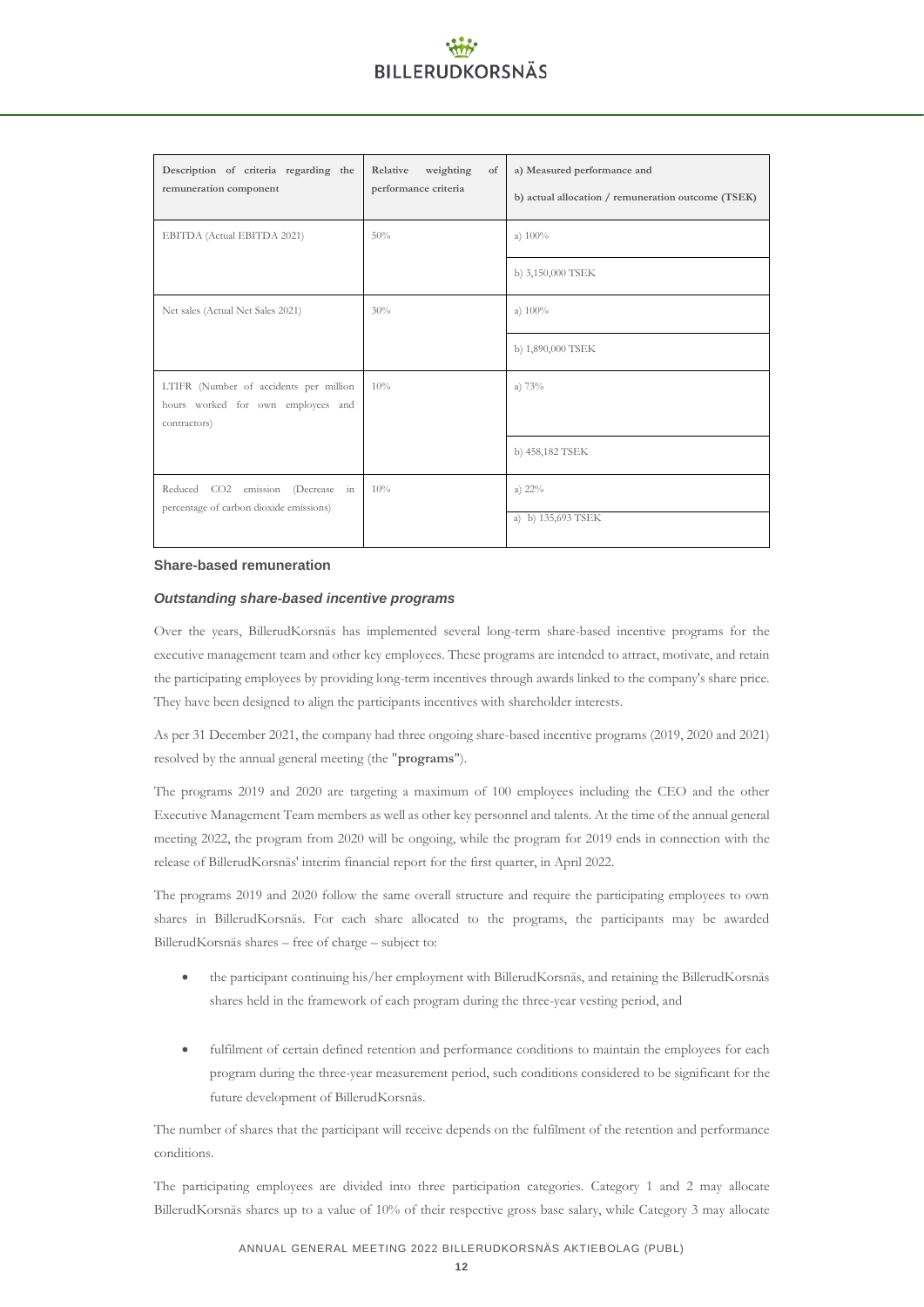| Description of criteria regarding the remuneration component | Relative weighting of performance criteria | a) Measured performance and<br>b) actual allocation / remuneration outcome (TSEK) |
|---|---|---|
| EBITDA (Actual EBITDA 2021) | 50% | a) 100% |
| | | b) 3,150,000 TSEK |
| Net sales (Actual Net Sales 2021) | 30% | a) 100% |
| | | b) 1,890,000 TSEK |
| LTIFR (Number of accidents per million hours worked for own employees and contractors) | 10% | a) 73% |
| | | b) 458,182 TSEK |
| Reduced $CO_2$ emission (Decrease in percentage of carbon dioxide emissions) | 10% | a) 22% |
| | | a) b) 135,693 TSEK |

### Share-based remuneration

#### *Outstanding share-based incentive programs*

Over the years, BillerudKorsnäs has implemented several long-term share-based incentive programs for the executive management team and other key employees. These programs are intended to attract, motivate, and retain the participating employees by providing long-term incentives through awards linked to the company's share price. They have been designed to align the participants incentives with shareholder interests.

As per 31 December 2021, the company had three ongoing share-based incentive programs (2019, 2020 and 2021) resolved by the annual general meeting (the "**programs**").

The programs 2019 and 2020 are targeting a maximum of 100 employees including the CEO and the other Executive Management Team members as well as other key personnel and talents. At the time of the annual general meeting 2022, the program from 2020 will be ongoing, while the program for 2019 ends in connection with the release of BillerudKorsnäs' interim financial report for the first quarter, in April 2022.

The programs 2019 and 2020 follow the same overall structure and require the participating employees to own shares in BillerudKorsnäs. For each share allocated to the programs, the participants may be awarded BillerudKorsnäs shares – free of charge – subject to:

- the participant continuing his/her employment with BillerudKorsnäs, and retaining the BillerudKorsnäs shares held in the framework of each program during the three-year vesting period, and
- fulfilment of certain defined retention and performance conditions to maintain the employees for each program during the three-year measurement period, such conditions considered to be significant for the future development of BillerudKorsnäs.

The number of shares that the participant will receive depends on the fulfilment of the retention and performance conditions.

The participating employees are divided into three participation categories. Category 1 and 2 may allocate BillerudKorsnäs shares up to a value of 10% of their respective gross base salary, while Category 3 may allocate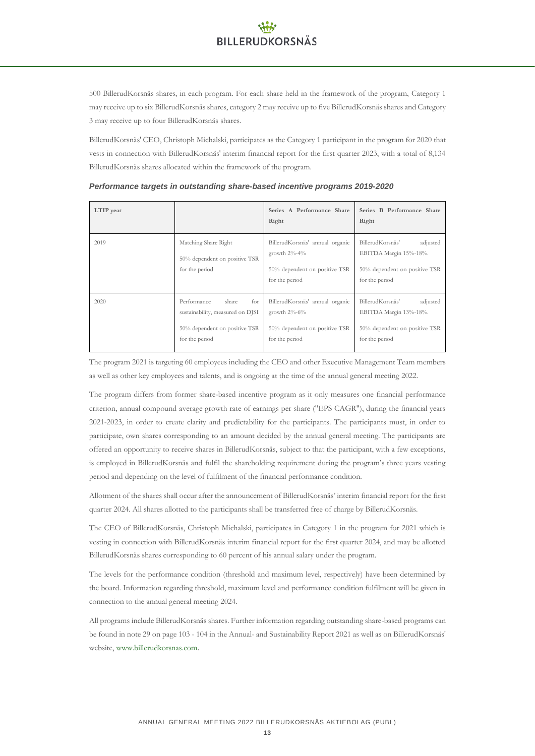500 BillerudKorsnäs shares, in each program. For each share held in the framework of the program, Category 1 may receive up to six BillerudKorsnäs shares, category 2 may receive up to five BillerudKorsnäs shares and Category 3 may receive up to four BillerudKorsnäs shares.

BillerudKorsnäs' CEO, Christoph Michalski, participates as the Category 1 participant in the program for 2020 that vests in connection with BillerudKorsnäs' interim financial report for the first quarter 2023, with a total of 8,134 BillerudKorsnäs shares allocated within the framework of the program.

***Performance targets in outstanding share-based incentive programs 2019-2020***

| LTIP year | | Series A Performance Share Right | Series B Performance Share Right |
|---|---|---|---|
| 2019 | Matching Share Right<br><br>50% dependent on positive TSR for the period | BillerudKorsnäs' annual organic growth 2%-4%<br><br>50% dependent on positive TSR for the period | BillerudKorsnäs' adjusted EBITDA Margin 15%-18%.<br><br>50% dependent on positive TSR for the period |
| 2020 | Performance share for sustainability, measured on DJSI<br><br>50% dependent on positive TSR for the period | BillerudKorsnäs' annual organic growth 2%-6%<br><br>50% dependent on positive TSR for the period | BillerudKorsnäs' adjusted EBITDA Margin 13%-18%.<br><br>50% dependent on positive TSR for the period |

The program 2021 is targeting 60 employees including the CEO and other Executive Management Team members as well as other key employees and talents, and is ongoing at the time of the annual general meeting 2022.

The program differs from former share-based incentive program as it only measures one financial performance criterion, annual compound average growth rate of earnings per share ("EPS CAGR"), during the financial years 2021-2023, in order to create clarity and predictability for the participants. The participants must, in order to participate, own shares corresponding to an amount decided by the annual general meeting. The participants are offered an opportunity to receive shares in BillerudKorsnäs, subject to that the participant, with a few exceptions, is employed in BillerudKorsnäs and fulfil the shareholding requirement during the program's three years vesting period and depending on the level of fulfilment of the financial performance condition.

Allotment of the shares shall occur after the announcement of BillerudKorsnäs' interim financial report for the first quarter 2024. All shares allotted to the participants shall be transferred free of charge by BillerudKorsnäs.

The CEO of BillerudKorsnäs, Christoph Michalski, participates in Category 1 in the program for 2021 which is vesting in connection with BillerudKorsnäs interim financial report for the first quarter 2024, and may be allotted BillerudKorsnäs shares corresponding to 60 percent of his annual salary under the program.

The levels for the performance condition (threshold and maximum level, respectively) have been determined by the board. Information regarding threshold, maximum level and performance condition fulfilment will be given in connection to the annual general meeting 2024.

All programs include BillerudKorsnäs shares. Further information regarding outstanding share-based programs can be found in note 29 on page 103 - 104 in the Annual- and Sustainability Report 2021 as well as on BillerudKorsnäs' website, www.billerudkorsnas.com.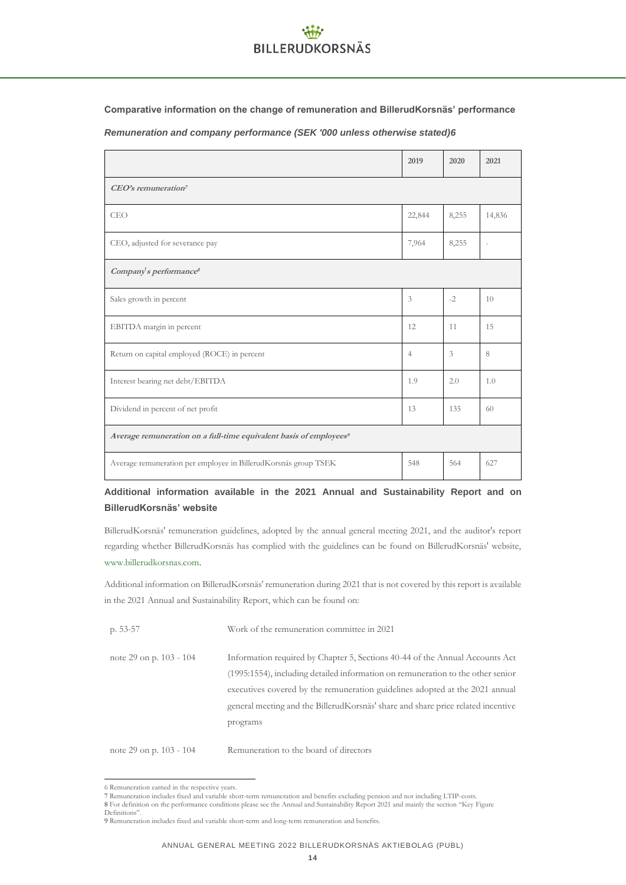### Comparative information on the change of remuneration and BillerudKorsnäs' performance

***Remuneration and company performance (SEK '000 unless otherwise stated)6***

| | 2019 | 2020 | 2021 |
|---|---|---|---|
| ***CEO's remuneration[7]*** | | | |
| CEO | 22,844 | 8,255 | 14,836 |
| CEO, adjusted for severance pay | 7,964 | 8,255 | - |
| ***Company's performance[8]*** | | | |
| Sales growth in percent | 3 | -2 | 10 |
| EBITDA margin in percent | 12 | 11 | 15 |
| Return on capital employed (ROCE) in percent | 4 | 3 | 8 |
| Interest bearing net debt/EBITDA | 1.9 | 2.0 | 1.0 |
| Dividend in percent of net profit | 13 | 135 | 60 |
| ***Average remuneration on a full-time equivalent basis of employees[9]*** | | | |
| Average remuneration per employee in BillerudKorsnäs group TSEK | 548 | 564 | 627 |

### Additional information available in the 2021 Annual and Sustainability Report and on BillerudKorsnäs' website

BillerudKorsnäs' remuneration guidelines, adopted by the annual general meeting 2021, and the auditor's report regarding whether BillerudKorsnäs has complied with the guidelines can be found on BillerudKorsnäs' website, www.billerudkorsnas.com.

Additional information on BillerudKorsnäs' remuneration during 2021 that is not covered by this report is available in the 2021 Annual and Sustainability Report, which can be found on:

| | |
|---|---|
| p. 53-57 | Work of the remuneration committee in 2021 |
| note 29 on p. 103 - 104 | Information required by Chapter 5, Sections 40-44 of the Annual Accounts Act (1995:1554), including detailed information on remuneration to the other senior executives covered by the remuneration guidelines adopted at the 2021 annual general meeting and the BillerudKorsnäs' share and share price related incentive programs |
| note 29 on p. 103 - 104 | Remuneration to the board of directors |

6 Remuneration earned in the respective years.
7 Remuneration includes fixed and variable short-term remuneration and benefits excluding pension and not including LTIP-costs.
8 For definition on the performance conditions please see the Annual and Sustainability Report 2021 and mainly the section "Key Figure Definitions".
9 Remuneration includes fixed and variable short-term and long-term remuneration and benefits.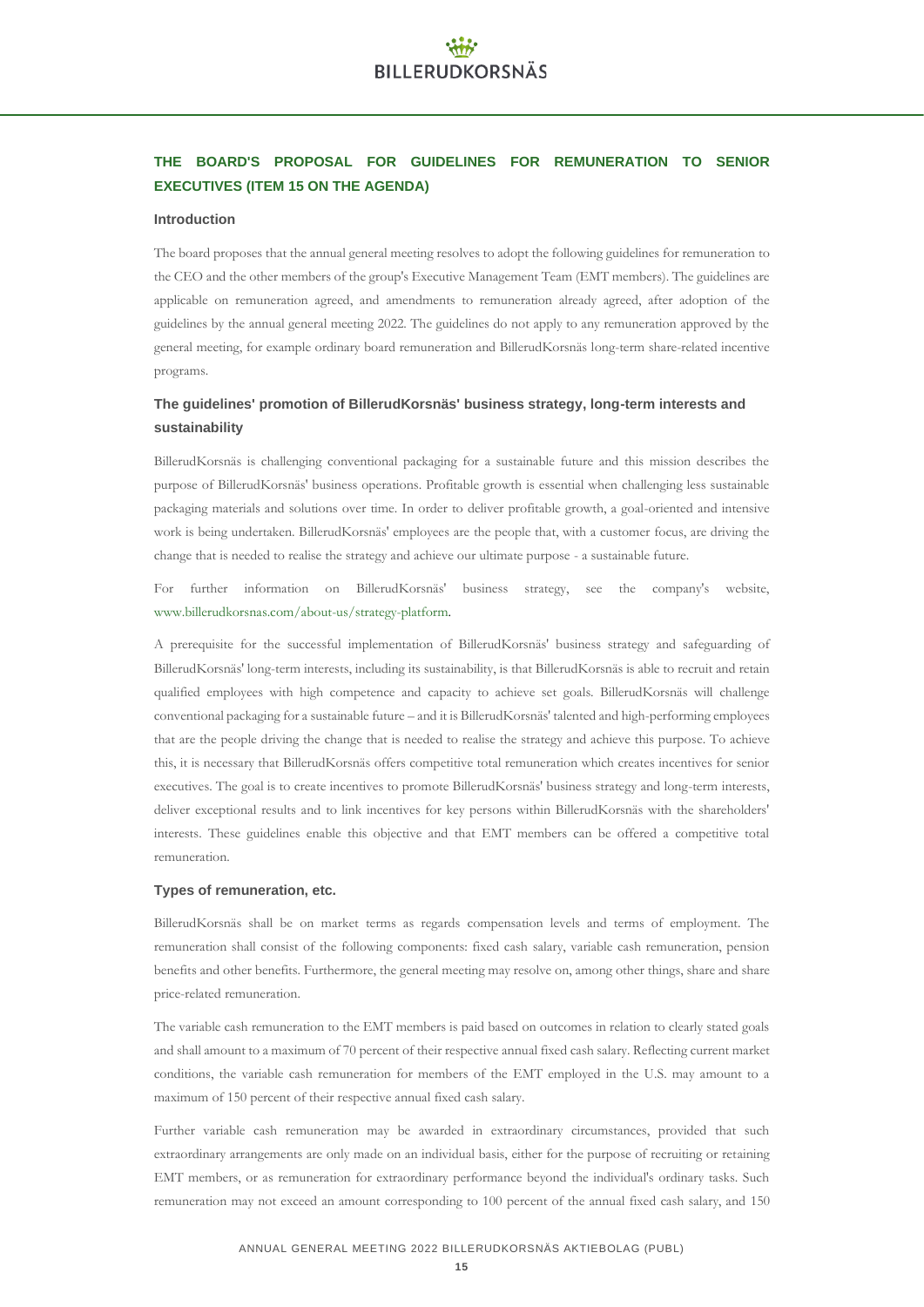## THE BOARD'S PROPOSAL FOR GUIDELINES FOR REMUNERATION TO SENIOR EXECUTIVES (ITEM 15 ON THE AGENDA)

### Introduction

The board proposes that the annual general meeting resolves to adopt the following guidelines for remuneration to the CEO and the other members of the group's Executive Management Team (EMT members). The guidelines are applicable on remuneration agreed, and amendments to remuneration already agreed, after adoption of the guidelines by the annual general meeting 2022. The guidelines do not apply to any remuneration approved by the general meeting, for example ordinary board remuneration and BillerudKorsnäs long-term share-related incentive programs.

### The guidelines' promotion of BillerudKorsnäs' business strategy, long-term interests and sustainability

BillerudKorsnäs is challenging conventional packaging for a sustainable future and this mission describes the purpose of BillerudKorsnäs' business operations. Profitable growth is essential when challenging less sustainable packaging materials and solutions over time. In order to deliver profitable growth, a goal-oriented and intensive work is being undertaken. BillerudKorsnäs' employees are the people that, with a customer focus, are driving the change that is needed to realise the strategy and achieve our ultimate purpose - a sustainable future.

For further information on BillerudKorsnäs' business strategy, see the company's website, www.billerudkorsnas.com/about-us/strategy-platform.

A prerequisite for the successful implementation of BillerudKorsnäs' business strategy and safeguarding of BillerudKorsnäs' long-term interests, including its sustainability, is that BillerudKorsnäs is able to recruit and retain qualified employees with high competence and capacity to achieve set goals. BillerudKorsnäs will challenge conventional packaging for a sustainable future – and it is BillerudKorsnäs' talented and high-performing employees that are the people driving the change that is needed to realise the strategy and achieve this purpose. To achieve this, it is necessary that BillerudKorsnäs offers competitive total remuneration which creates incentives for senior executives. The goal is to create incentives to promote BillerudKorsnäs' business strategy and long-term interests, deliver exceptional results and to link incentives for key persons within BillerudKorsnäs with the shareholders' interests. These guidelines enable this objective and that EMT members can be offered a competitive total remuneration.

### Types of remuneration, etc.

BillerudKorsnäs shall be on market terms as regards compensation levels and terms of employment. The remuneration shall consist of the following components: fixed cash salary, variable cash remuneration, pension benefits and other benefits. Furthermore, the general meeting may resolve on, among other things, share and share price-related remuneration.

The variable cash remuneration to the EMT members is paid based on outcomes in relation to clearly stated goals and shall amount to a maximum of 70 percent of their respective annual fixed cash salary. Reflecting current market conditions, the variable cash remuneration for members of the EMT employed in the U.S. may amount to a maximum of 150 percent of their respective annual fixed cash salary.

Further variable cash remuneration may be awarded in extraordinary circumstances, provided that such extraordinary arrangements are only made on an individual basis, either for the purpose of recruiting or retaining EMT members, or as remuneration for extraordinary performance beyond the individual's ordinary tasks. Such remuneration may not exceed an amount corresponding to 100 percent of the annual fixed cash salary, and 150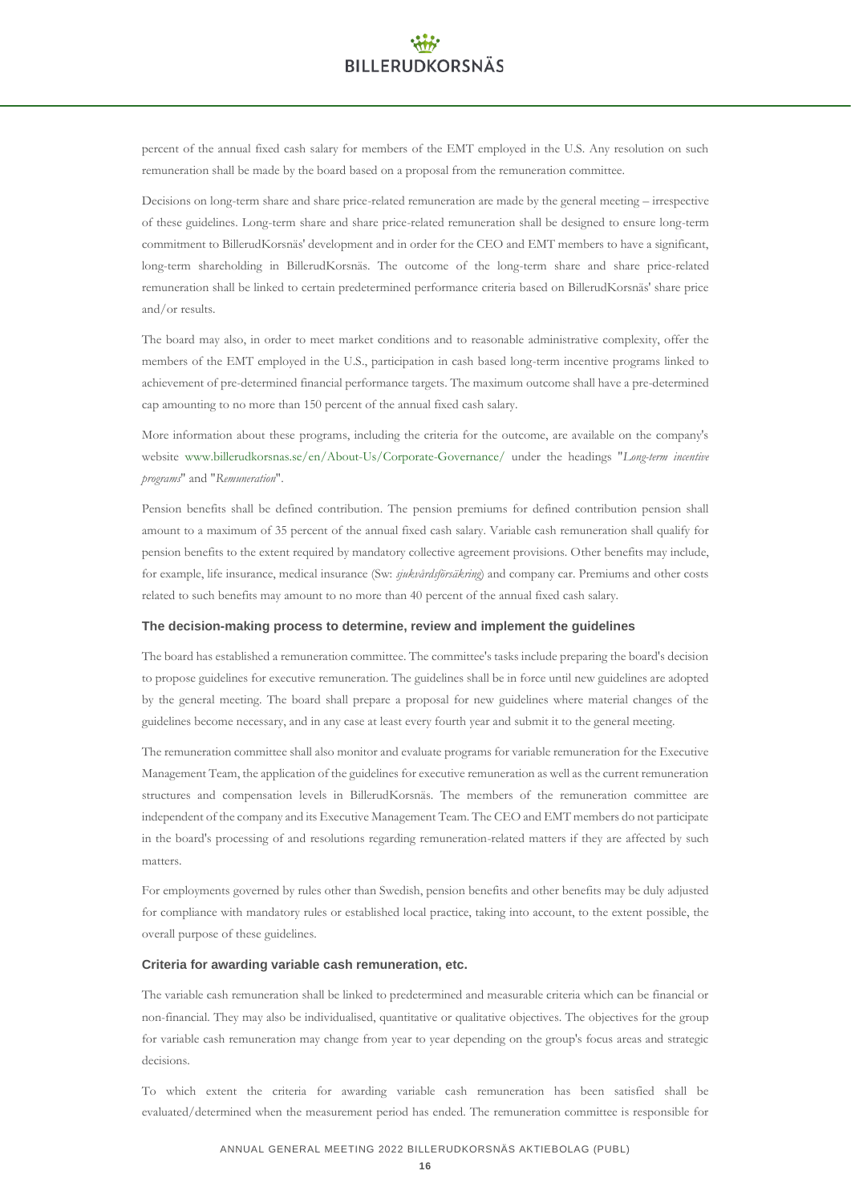percent of the annual fixed cash salary for members of the EMT employed in the U.S. Any resolution on such remuneration shall be made by the board based on a proposal from the remuneration committee.

Decisions on long-term share and share price-related remuneration are made by the general meeting – irrespective of these guidelines. Long-term share and share price-related remuneration shall be designed to ensure long-term commitment to BillerudKorsnäs' development and in order for the CEO and EMT members to have a significant, long-term shareholding in BillerudKorsnäs. The outcome of the long-term share and share price-related remuneration shall be linked to certain predetermined performance criteria based on BillerudKorsnäs' share price and/or results.

The board may also, in order to meet market conditions and to reasonable administrative complexity, offer the members of the EMT employed in the U.S., participation in cash based long-term incentive programs linked to achievement of pre-determined financial performance targets. The maximum outcome shall have a pre-determined cap amounting to no more than 150 percent of the annual fixed cash salary.

More information about these programs, including the criteria for the outcome, are available on the company's website www.billerudkorsnas.se/en/About-Us/Corporate-Governance/ under the headings "*Long-term incentive programs*" and "*Remuneration*".

Pension benefits shall be defined contribution. The pension premiums for defined contribution pension shall amount to a maximum of 35 percent of the annual fixed cash salary. Variable cash remuneration shall qualify for pension benefits to the extent required by mandatory collective agreement provisions. Other benefits may include, for example, life insurance, medical insurance (Sw: *sjukvårdsförsäkring*) and company car. Premiums and other costs related to such benefits may amount to no more than 40 percent of the annual fixed cash salary.

### The decision-making process to determine, review and implement the guidelines

The board has established a remuneration committee. The committee's tasks include preparing the board's decision to propose guidelines for executive remuneration. The guidelines shall be in force until new guidelines are adopted by the general meeting. The board shall prepare a proposal for new guidelines where material changes of the guidelines become necessary, and in any case at least every fourth year and submit it to the general meeting.

The remuneration committee shall also monitor and evaluate programs for variable remuneration for the Executive Management Team, the application of the guidelines for executive remuneration as well as the current remuneration structures and compensation levels in BillerudKorsnäs. The members of the remuneration committee are independent of the company and its Executive Management Team. The CEO and EMT members do not participate in the board's processing of and resolutions regarding remuneration-related matters if they are affected by such matters.

For employments governed by rules other than Swedish, pension benefits and other benefits may be duly adjusted for compliance with mandatory rules or established local practice, taking into account, to the extent possible, the overall purpose of these guidelines.

### Criteria for awarding variable cash remuneration, etc.

The variable cash remuneration shall be linked to predetermined and measurable criteria which can be financial or non-financial. They may also be individualised, quantitative or qualitative objectives. The objectives for the group for variable cash remuneration may change from year to year depending on the group's focus areas and strategic decisions.

To which extent the criteria for awarding variable cash remuneration has been satisfied shall be evaluated/determined when the measurement period has ended. The remuneration committee is responsible for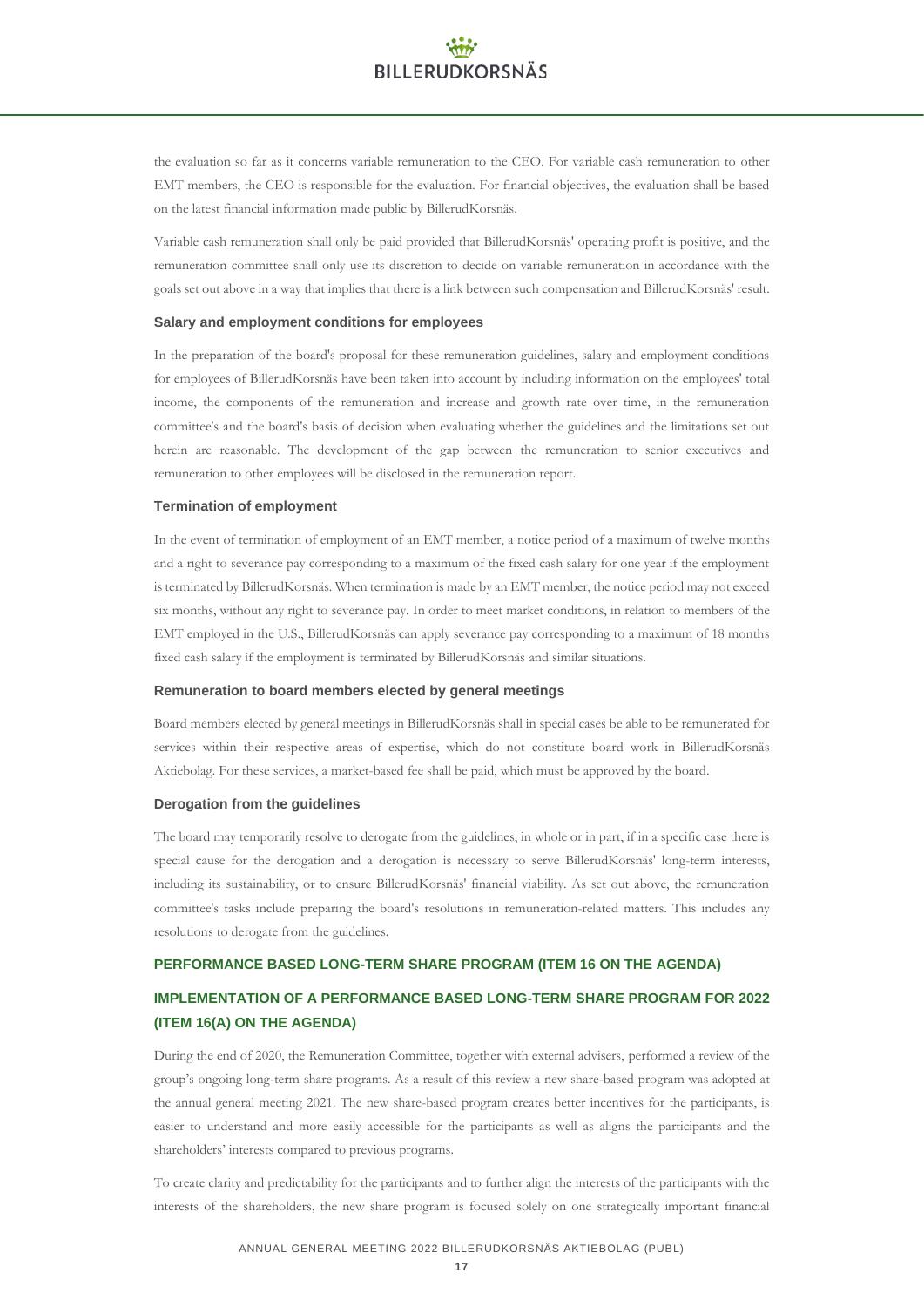the evaluation so far as it concerns variable remuneration to the CEO. For variable cash remuneration to other EMT members, the CEO is responsible for the evaluation. For financial objectives, the evaluation shall be based on the latest financial information made public by BillerudKorsnäs.

Variable cash remuneration shall only be paid provided that BillerudKorsnäs' operating profit is positive, and the remuneration committee shall only use its discretion to decide on variable remuneration in accordance with the goals set out above in a way that implies that there is a link between such compensation and BillerudKorsnäs' result.

### Salary and employment conditions for employees

In the preparation of the board's proposal for these remuneration guidelines, salary and employment conditions for employees of BillerudKorsnäs have been taken into account by including information on the employees' total income, the components of the remuneration and increase and growth rate over time, in the remuneration committee's and the board's basis of decision when evaluating whether the guidelines and the limitations set out herein are reasonable. The development of the gap between the remuneration to senior executives and remuneration to other employees will be disclosed in the remuneration report.

### Termination of employment

In the event of termination of employment of an EMT member, a notice period of a maximum of twelve months and a right to severance pay corresponding to a maximum of the fixed cash salary for one year if the employment is terminated by BillerudKorsnäs. When termination is made by an EMT member, the notice period may not exceed six months, without any right to severance pay. In order to meet market conditions, in relation to members of the EMT employed in the U.S., BillerudKorsnäs can apply severance pay corresponding to a maximum of 18 months fixed cash salary if the employment is terminated by BillerudKorsnäs and similar situations.

### Remuneration to board members elected by general meetings

Board members elected by general meetings in BillerudKorsnäs shall in special cases be able to be remunerated for services within their respective areas of expertise, which do not constitute board work in BillerudKorsnäs Aktiebolag. For these services, a market-based fee shall be paid, which must be approved by the board.

### Derogation from the guidelines

The board may temporarily resolve to derogate from the guidelines, in whole or in part, if in a specific case there is special cause for the derogation and a derogation is necessary to serve BillerudKorsnäs' long-term interests, including its sustainability, or to ensure BillerudKorsnäs' financial viability. As set out above, the remuneration committee's tasks include preparing the board's resolutions in remuneration-related matters. This includes any resolutions to derogate from the guidelines.

## PERFORMANCE BASED LONG-TERM SHARE PROGRAM (ITEM 16 ON THE AGENDA)

## IMPLEMENTATION OF A PERFORMANCE BASED LONG-TERM SHARE PROGRAM FOR 2022 (ITEM 16(A) ON THE AGENDA)

During the end of 2020, the Remuneration Committee, together with external advisers, performed a review of the group's ongoing long-term share programs. As a result of this review a new share-based program was adopted at the annual general meeting 2021. The new share-based program creates better incentives for the participants, is easier to understand and more easily accessible for the participants as well as aligns the participants and the shareholders' interests compared to previous programs.

To create clarity and predictability for the participants and to further align the interests of the participants with the interests of the shareholders, the new share program is focused solely on one strategically important financial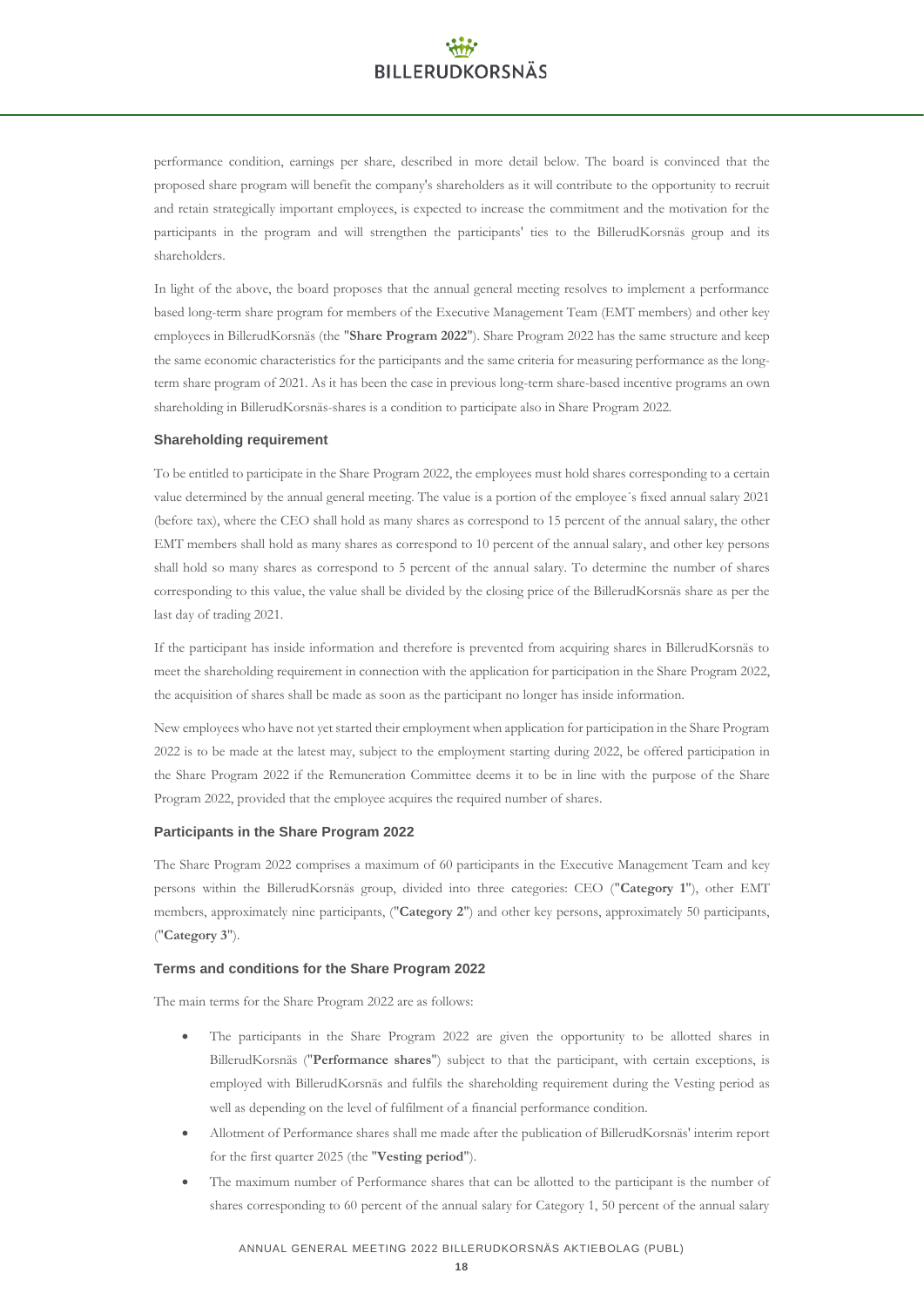performance condition, earnings per share, described in more detail below. The board is convinced that the proposed share program will benefit the company's shareholders as it will contribute to the opportunity to recruit and retain strategically important employees, is expected to increase the commitment and the motivation for the participants in the program and will strengthen the participants' ties to the BillerudKorsnäs group and its shareholders.

In light of the above, the board proposes that the annual general meeting resolves to implement a performance based long-term share program for members of the Executive Management Team (EMT members) and other key employees in BillerudKorsnäs (the "**Share Program 2022**"). Share Program 2022 has the same structure and keep the same economic characteristics for the participants and the same criteria for measuring performance as the long-term share program of 2021. As it has been the case in previous long-term share-based incentive programs an own shareholding in BillerudKorsnäs-shares is a condition to participate also in Share Program 2022.

### Shareholding requirement

To be entitled to participate in the Share Program 2022, the employees must hold shares corresponding to a certain value determined by the annual general meeting. The value is a portion of the employee´s fixed annual salary 2021 (before tax), where the CEO shall hold as many shares as correspond to 15 percent of the annual salary, the other EMT members shall hold as many shares as correspond to 10 percent of the annual salary, and other key persons shall hold so many shares as correspond to 5 percent of the annual salary. To determine the number of shares corresponding to this value, the value shall be divided by the closing price of the BillerudKorsnäs share as per the last day of trading 2021.

If the participant has inside information and therefore is prevented from acquiring shares in BillerudKorsnäs to meet the shareholding requirement in connection with the application for participation in the Share Program 2022, the acquisition of shares shall be made as soon as the participant no longer has inside information.

New employees who have not yet started their employment when application for participation in the Share Program 2022 is to be made at the latest may, subject to the employment starting during 2022, be offered participation in the Share Program 2022 if the Remuneration Committee deems it to be in line with the purpose of the Share Program 2022, provided that the employee acquires the required number of shares.

### Participants in the Share Program 2022

The Share Program 2022 comprises a maximum of 60 participants in the Executive Management Team and key persons within the BillerudKorsnäs group, divided into three categories: CEO ("**Category 1**"), other EMT members, approximately nine participants, ("**Category 2**") and other key persons, approximately 50 participants, ("**Category 3**").

### Terms and conditions for the Share Program 2022

The main terms for the Share Program 2022 are as follows:

- The participants in the Share Program 2022 are given the opportunity to be allotted shares in BillerudKorsnäs ("**Performance shares**") subject to that the participant, with certain exceptions, is employed with BillerudKorsnäs and fulfils the shareholding requirement during the Vesting period as well as depending on the level of fulfilment of a financial performance condition.
- Allotment of Performance shares shall me made after the publication of BillerudKorsnäs' interim report for the first quarter 2025 (the "**Vesting period**").
- The maximum number of Performance shares that can be allotted to the participant is the number of shares corresponding to 60 percent of the annual salary for Category 1, 50 percent of the annual salary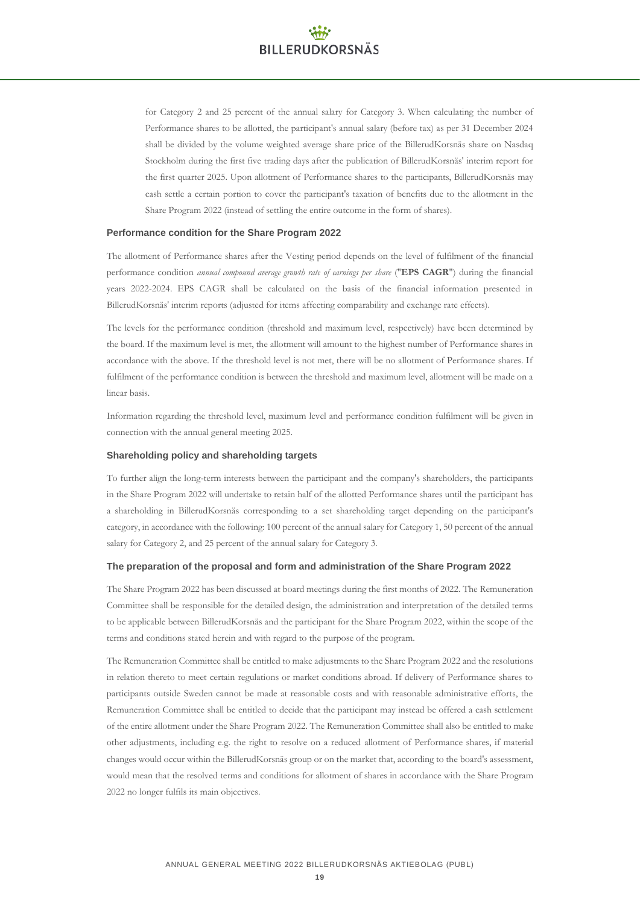for Category 2 and 25 percent of the annual salary for Category 3. When calculating the number of Performance shares to be allotted, the participant's annual salary (before tax) as per 31 December 2024 shall be divided by the volume weighted average share price of the BillerudKorsnäs share on Nasdaq Stockholm during the first five trading days after the publication of BillerudKorsnäs' interim report for the first quarter 2025. Upon allotment of Performance shares to the participants, BillerudKorsnäs may cash settle a certain portion to cover the participant's taxation of benefits due to the allotment in the Share Program 2022 (instead of settling the entire outcome in the form of shares).

### Performance condition for the Share Program 2022

The allotment of Performance shares after the Vesting period depends on the level of fulfilment of the financial performance condition *annual compound average growth rate of earnings per share* ("**EPS CAGR**") during the financial years 2022-2024. EPS CAGR shall be calculated on the basis of the financial information presented in BillerudKorsnäs' interim reports (adjusted for items affecting comparability and exchange rate effects).

The levels for the performance condition (threshold and maximum level, respectively) have been determined by the board. If the maximum level is met, the allotment will amount to the highest number of Performance shares in accordance with the above. If the threshold level is not met, there will be no allotment of Performance shares. If fulfilment of the performance condition is between the threshold and maximum level, allotment will be made on a linear basis.

Information regarding the threshold level, maximum level and performance condition fulfilment will be given in connection with the annual general meeting 2025.

### Shareholding policy and shareholding targets

To further align the long-term interests between the participant and the company's shareholders, the participants in the Share Program 2022 will undertake to retain half of the allotted Performance shares until the participant has a shareholding in BillerudKorsnäs corresponding to a set shareholding target depending on the participant's category, in accordance with the following: 100 percent of the annual salary for Category 1, 50 percent of the annual salary for Category 2, and 25 percent of the annual salary for Category 3.

### The preparation of the proposal and form and administration of the Share Program 2022

The Share Program 2022 has been discussed at board meetings during the first months of 2022. The Remuneration Committee shall be responsible for the detailed design, the administration and interpretation of the detailed terms to be applicable between BillerudKorsnäs and the participant for the Share Program 2022, within the scope of the terms and conditions stated herein and with regard to the purpose of the program.

The Remuneration Committee shall be entitled to make adjustments to the Share Program 2022 and the resolutions in relation thereto to meet certain regulations or market conditions abroad. If delivery of Performance shares to participants outside Sweden cannot be made at reasonable costs and with reasonable administrative efforts, the Remuneration Committee shall be entitled to decide that the participant may instead be offered a cash settlement of the entire allotment under the Share Program 2022. The Remuneration Committee shall also be entitled to make other adjustments, including e.g. the right to resolve on a reduced allotment of Performance shares, if material changes would occur within the BillerudKorsnäs group or on the market that, according to the board's assessment, would mean that the resolved terms and conditions for allotment of shares in accordance with the Share Program 2022 no longer fulfils its main objectives.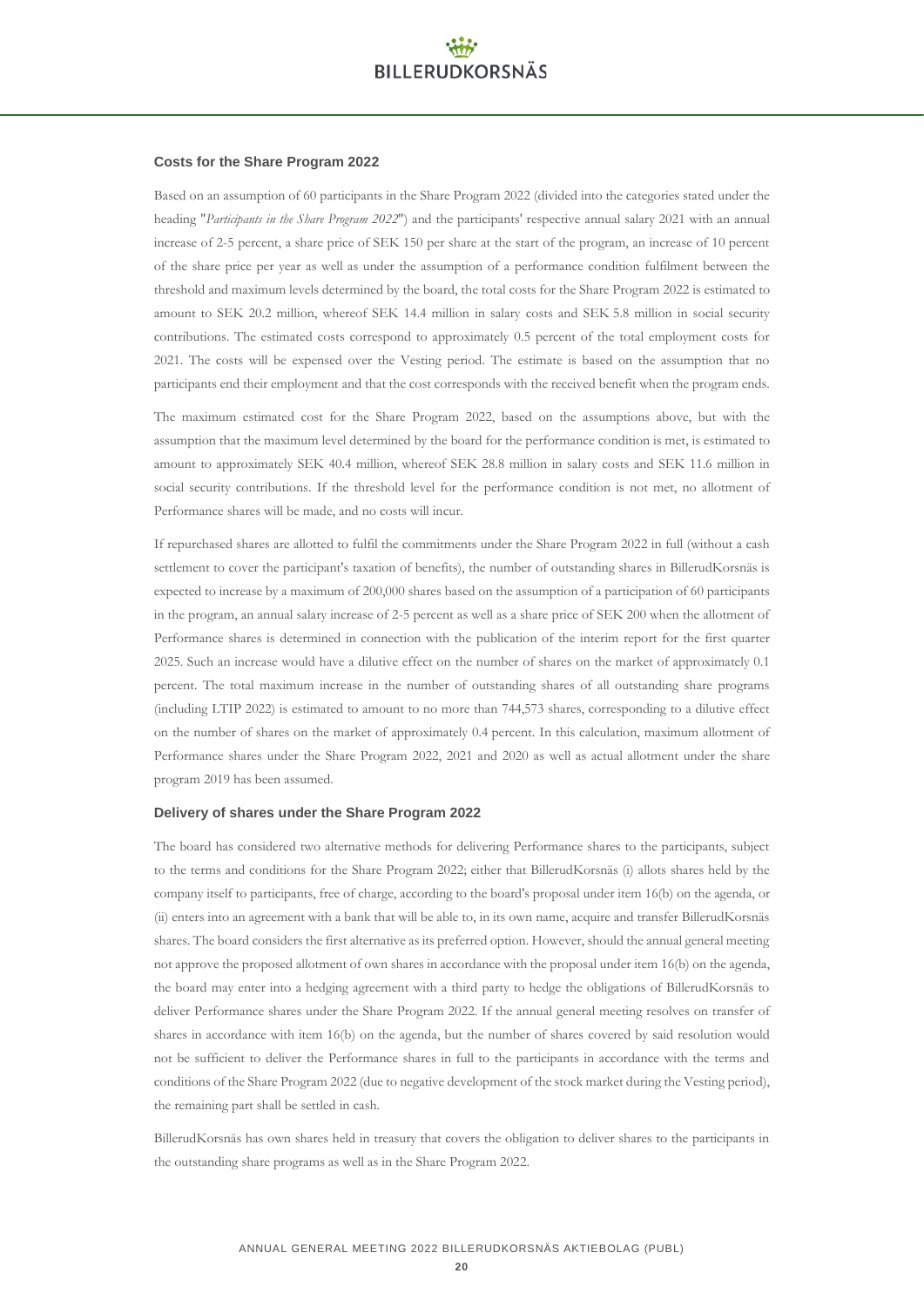### Costs for the Share Program 2022

Based on an assumption of 60 participants in the Share Program 2022 (divided into the categories stated under the heading "*Participants in the Share Program 2022*") and the participants' respective annual salary 2021 with an annual increase of 2-5 percent, a share price of SEK 150 per share at the start of the program, an increase of 10 percent of the share price per year as well as under the assumption of a performance condition fulfilment between the threshold and maximum levels determined by the board, the total costs for the Share Program 2022 is estimated to amount to SEK 20.2 million, whereof SEK 14.4 million in salary costs and SEK 5.8 million in social security contributions. The estimated costs correspond to approximately 0.5 percent of the total employment costs for 2021. The costs will be expensed over the Vesting period. The estimate is based on the assumption that no participants end their employment and that the cost corresponds with the received benefit when the program ends.

The maximum estimated cost for the Share Program 2022, based on the assumptions above, but with the assumption that the maximum level determined by the board for the performance condition is met, is estimated to amount to approximately SEK 40.4 million, whereof SEK 28.8 million in salary costs and SEK 11.6 million in social security contributions. If the threshold level for the performance condition is not met, no allotment of Performance shares will be made, and no costs will incur.

If repurchased shares are allotted to fulfil the commitments under the Share Program 2022 in full (without a cash settlement to cover the participant's taxation of benefits), the number of outstanding shares in BillerudKorsnäs is expected to increase by a maximum of 200,000 shares based on the assumption of a participation of 60 participants in the program, an annual salary increase of 2-5 percent as well as a share price of SEK 200 when the allotment of Performance shares is determined in connection with the publication of the interim report for the first quarter 2025. Such an increase would have a dilutive effect on the number of shares on the market of approximately 0.1 percent. The total maximum increase in the number of outstanding shares of all outstanding share programs (including LTIP 2022) is estimated to amount to no more than 744,573 shares, corresponding to a dilutive effect on the number of shares on the market of approximately 0.4 percent. In this calculation, maximum allotment of Performance shares under the Share Program 2022, 2021 and 2020 as well as actual allotment under the share program 2019 has been assumed.

### Delivery of shares under the Share Program 2022

The board has considered two alternative methods for delivering Performance shares to the participants, subject to the terms and conditions for the Share Program 2022; either that BillerudKorsnäs (i) allots shares held by the company itself to participants, free of charge, according to the board's proposal under item 16(b) on the agenda, or (ii) enters into an agreement with a bank that will be able to, in its own name, acquire and transfer BillerudKorsnäs shares. The board considers the first alternative as its preferred option. However, should the annual general meeting not approve the proposed allotment of own shares in accordance with the proposal under item 16(b) on the agenda, the board may enter into a hedging agreement with a third party to hedge the obligations of BillerudKorsnäs to deliver Performance shares under the Share Program 2022. If the annual general meeting resolves on transfer of shares in accordance with item 16(b) on the agenda, but the number of shares covered by said resolution would not be sufficient to deliver the Performance shares in full to the participants in accordance with the terms and conditions of the Share Program 2022 (due to negative development of the stock market during the Vesting period), the remaining part shall be settled in cash.

BillerudKorsnäs has own shares held in treasury that covers the obligation to deliver shares to the participants in the outstanding share programs as well as in the Share Program 2022.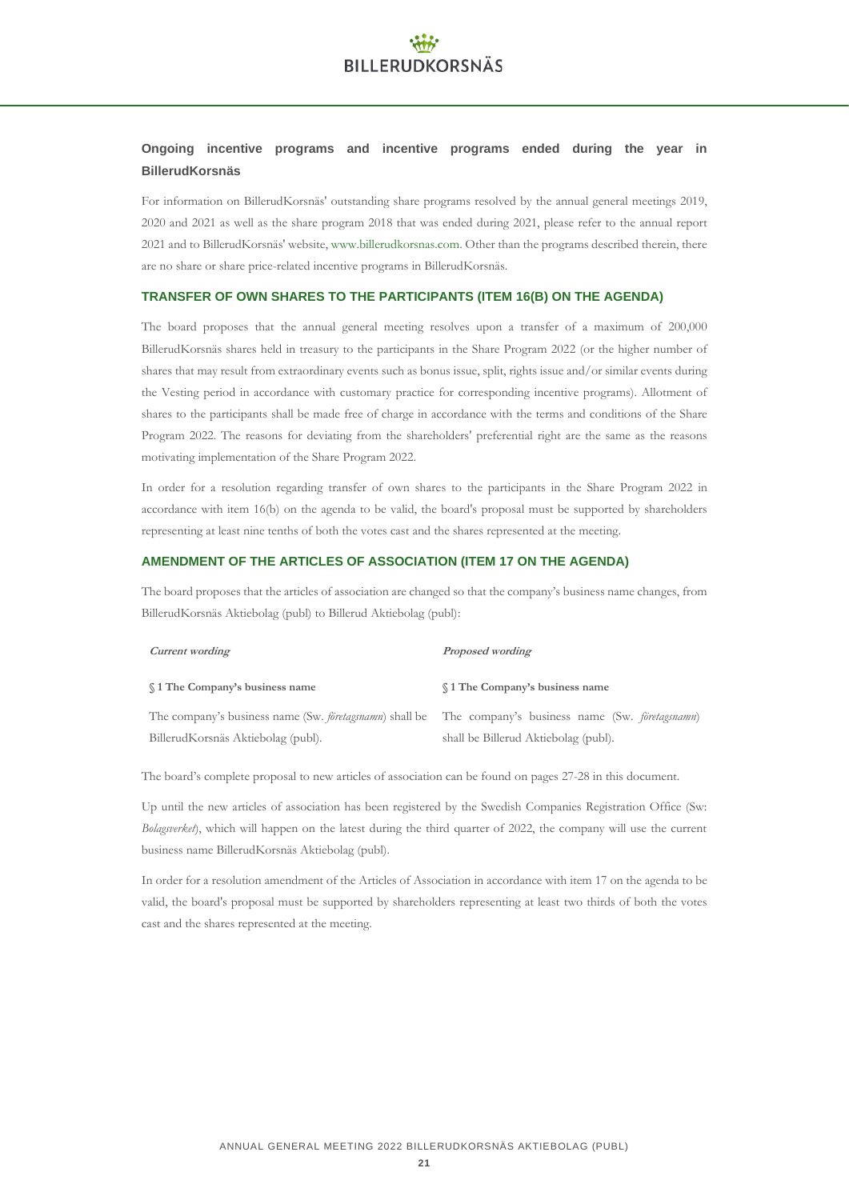### Ongoing incentive programs and incentive programs ended during the year in BillerudKorsnäs

For information on BillerudKorsnäs' outstanding share programs resolved by the annual general meetings 2019, 2020 and 2021 as well as the share program 2018 that was ended during 2021, please refer to the annual report 2021 and to BillerudKorsnäs' website, www.billerudkorsnas.com. Other than the programs described therein, there are no share or share price-related incentive programs in BillerudKorsnäs.

## TRANSFER OF OWN SHARES TO THE PARTICIPANTS (ITEM 16(B) ON THE AGENDA)

The board proposes that the annual general meeting resolves upon a transfer of a maximum of 200,000 BillerudKorsnäs shares held in treasury to the participants in the Share Program 2022 (or the higher number of shares that may result from extraordinary events such as bonus issue, split, rights issue and/or similar events during the Vesting period in accordance with customary practice for corresponding incentive programs). Allotment of shares to the participants shall be made free of charge in accordance with the terms and conditions of the Share Program 2022. The reasons for deviating from the shareholders' preferential right are the same as the reasons motivating implementation of the Share Program 2022.

In order for a resolution regarding transfer of own shares to the participants in the Share Program 2022 in accordance with item 16(b) on the agenda to be valid, the board's proposal must be supported by shareholders representing at least nine tenths of both the votes cast and the shares represented at the meeting.

## AMENDMENT OF THE ARTICLES OF ASSOCIATION (ITEM 17 ON THE AGENDA)

The board proposes that the articles of association are changed so that the company's business name changes, from BillerudKorsnäs Aktiebolag (publ) to Billerud Aktiebolag (publ):

| ***Current wording*** | ***Proposed wording*** |
| --- | --- |
| **§ 1 The Company's business name** | **§ 1 The Company's business name** |
| The company's business name (Sw. *företagsnamn*) shall be BillerudKorsnäs Aktiebolag (publ). | The company's business name (Sw. *företagsnamn*) shall be Billerud Aktiebolag (publ). |

The board's complete proposal to new articles of association can be found on pages 27-28 in this document.

Up until the new articles of association has been registered by the Swedish Companies Registration Office (Sw: *Bolagsverket*), which will happen on the latest during the third quarter of 2022, the company will use the current business name BillerudKorsnäs Aktiebolag (publ).

In order for a resolution amendment of the Articles of Association in accordance with item 17 on the agenda to be valid, the board's proposal must be supported by shareholders representing at least two thirds of both the votes cast and the shares represented at the meeting.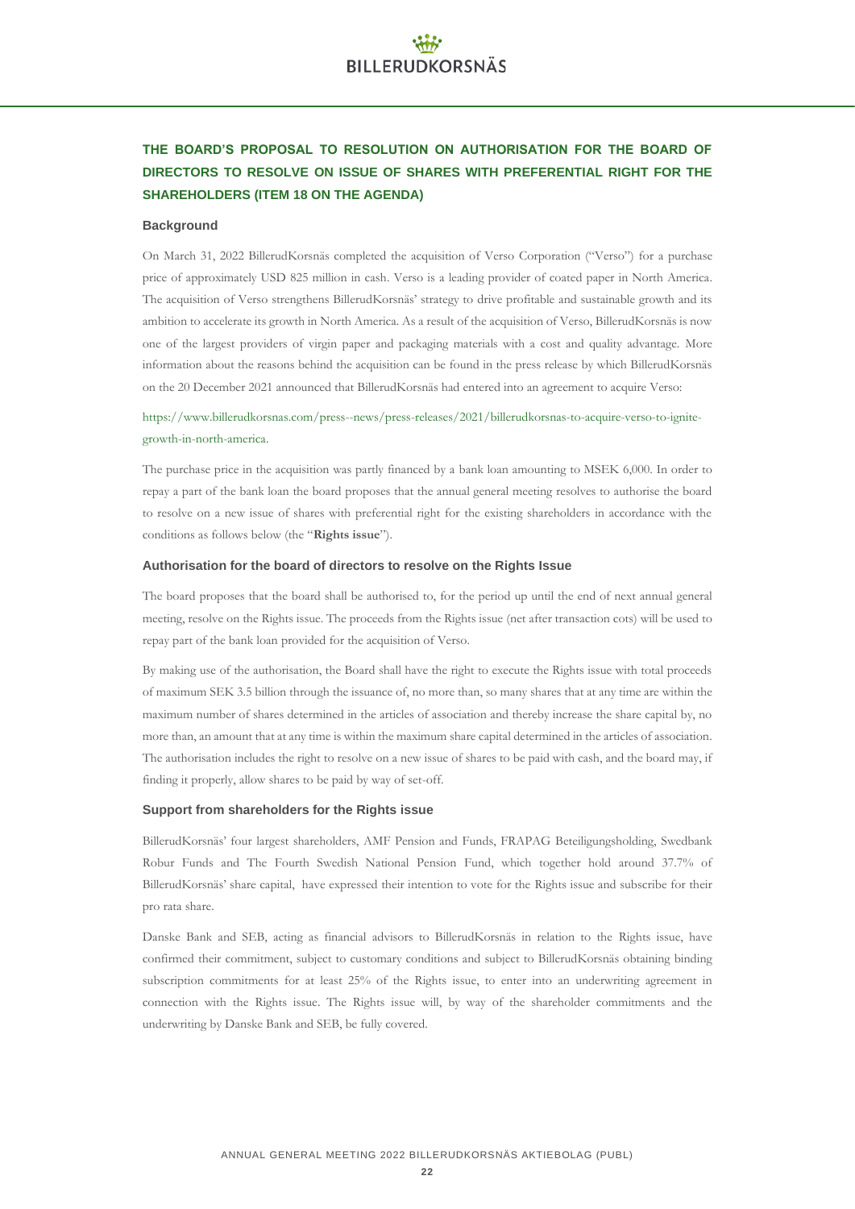## THE BOARD'S PROPOSAL TO RESOLUTION ON AUTHORISATION FOR THE BOARD OF DIRECTORS TO RESOLVE ON ISSUE OF SHARES WITH PREFERENTIAL RIGHT FOR THE SHAREHOLDERS (ITEM 18 ON THE AGENDA)

### Background

On March 31, 2022 BillerudKorsnäs completed the acquisition of Verso Corporation ("Verso") for a purchase price of approximately USD 825 million in cash. Verso is a leading provider of coated paper in North America. The acquisition of Verso strengthens BillerudKorsnäs' strategy to drive profitable and sustainable growth and its ambition to accelerate its growth in North America. As a result of the acquisition of Verso, BillerudKorsnäs is now one of the largest providers of virgin paper and packaging materials with a cost and quality advantage. More information about the reasons behind the acquisition can be found in the press release by which BillerudKorsnäs on the 20 December 2021 announced that BillerudKorsnäs had entered into an agreement to acquire Verso:

https://www.billerudkorsnas.com/press--news/press-releases/2021/billerudkorsnas-to-acquire-verso-to-ignite-growth-in-north-america.

The purchase price in the acquisition was partly financed by a bank loan amounting to MSEK 6,000. In order to repay a part of the bank loan the board proposes that the annual general meeting resolves to authorise the board to resolve on a new issue of shares with preferential right for the existing shareholders in accordance with the conditions as follows below (the "**Rights issue**").

### Authorisation for the board of directors to resolve on the Rights Issue

The board proposes that the board shall be authorised to, for the period up until the end of next annual general meeting, resolve on the Rights issue. The proceeds from the Rights issue (net after transaction cots) will be used to repay part of the bank loan provided for the acquisition of Verso.

By making use of the authorisation, the Board shall have the right to execute the Rights issue with total proceeds of maximum SEK 3.5 billion through the issuance of, no more than, so many shares that at any time are within the maximum number of shares determined in the articles of association and thereby increase the share capital by, no more than, an amount that at any time is within the maximum share capital determined in the articles of association. The authorisation includes the right to resolve on a new issue of shares to be paid with cash, and the board may, if finding it properly, allow shares to be paid by way of set-off.

### Support from shareholders for the Rights issue

BillerudKorsnäs' four largest shareholders, AMF Pension and Funds, FRAPAG Beteiligungsholding, Swedbank Robur Funds and The Fourth Swedish National Pension Fund, which together hold around 37.7% of BillerudKorsnäs' share capital, have expressed their intention to vote for the Rights issue and subscribe for their pro rata share.

Danske Bank and SEB, acting as financial advisors to BillerudKorsnäs in relation to the Rights issue, have confirmed their commitment, subject to customary conditions and subject to BillerudKorsnäs obtaining binding subscription commitments for at least 25% of the Rights issue, to enter into an underwriting agreement in connection with the Rights issue. The Rights issue will, by way of the shareholder commitments and the underwriting by Danske Bank and SEB, be fully covered.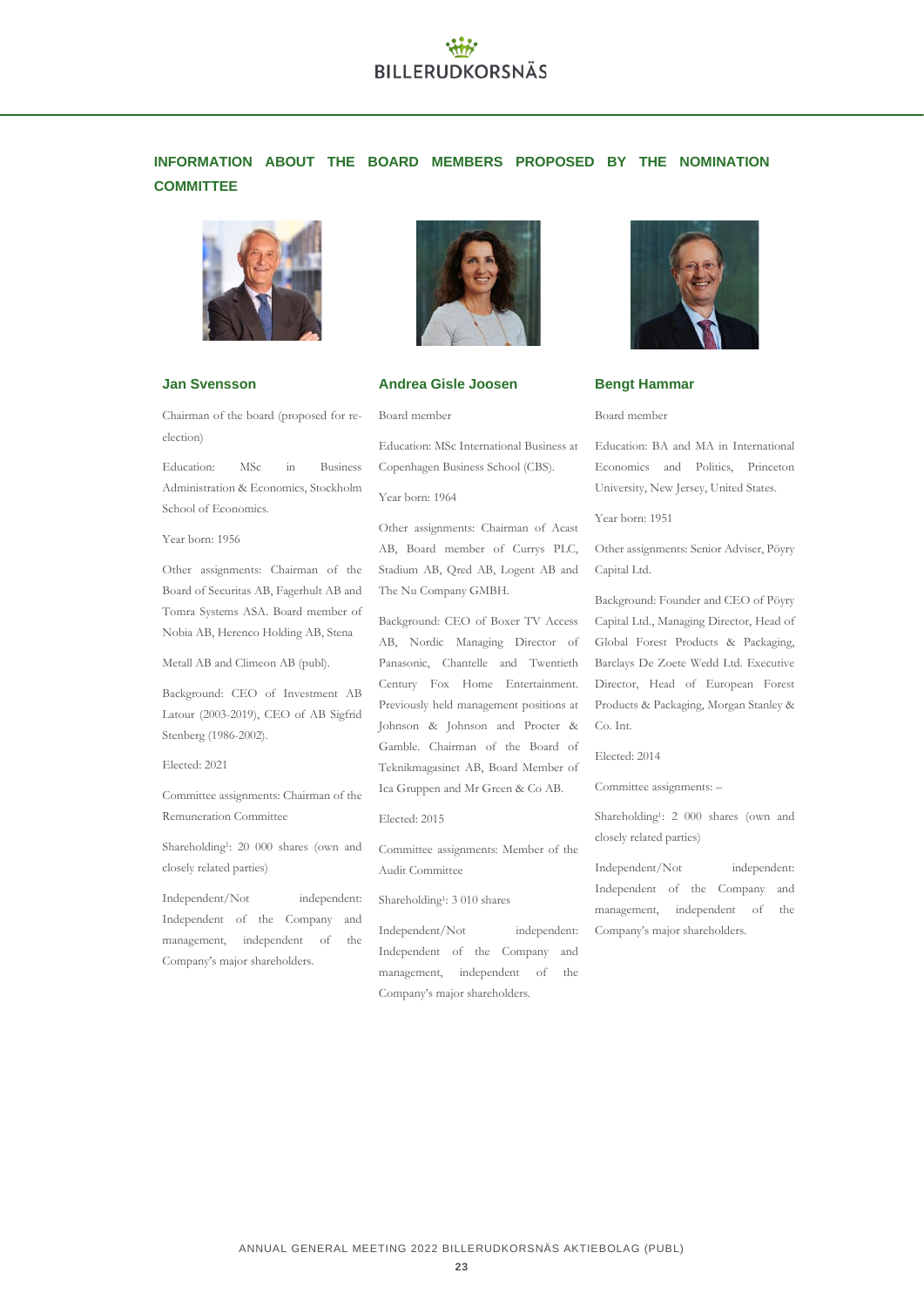## INFORMATION ABOUT THE BOARD MEMBERS PROPOSED BY THE NOMINATION COMMITTEE

### Jan Svensson

Chairman of the board (proposed for re-election)

Education: MSc in Business Administration & Economics, Stockholm School of Economics.

Year born: 1956

Other assignments: Chairman of the Board of Securitas AB, Fagerhult AB and Tomra Systems ASA. Board member of Nobia AB, Herenco Holding AB, Stena Metall AB and Climeon AB (publ).

Background: CEO of Investment AB Latour (2003-2019), CEO of AB Sigfrid Stenberg (1986-2002).

Elected: 2021

Committee assignments: Chairman of the Remuneration Committee

Shareholding[1]: 20 000 shares (own and closely related parties)

Independent/Not independent: Independent of the Company and management, independent of the Company's major shareholders.

### Andrea Gisle Joosen

Board member

Education: MSc International Business at Copenhagen Business School (CBS).

Year born: 1964

Other assignments: Chairman of Acast AB, Board member of Currys PLC, Stadium AB, Qred AB, Logent AB and The Nu Company GMBH.

Background: CEO of Boxer TV Access AB, Nordic Managing Director of Panasonic, Chantelle and Twentieth Century Fox Home Entertainment. Previously held management positions at Johnson & Johnson and Procter & Gamble. Chairman of the Board of Teknikmagasinet AB, Board Member of Ica Gruppen and Mr Green & Co AB.

Elected: 2015

Committee assignments: Member of the Audit Committee

Shareholding[1]: 3 010 shares

Independent/Not independent: Independent of the Company and management, independent of the Company's major shareholders.

### Bengt Hammar

Board member

Education: BA and MA in International Economics and Politics, Princeton University, New Jersey, United States.

Year born: 1951

Other assignments: Senior Adviser, Pöyry Capital Ltd.

Background: Founder and CEO of Pöyry Capital Ltd., Managing Director, Head of Global Forest Products & Packaging, Barclays De Zoete Wedd Ltd. Executive Director, Head of European Forest Products & Packaging, Morgan Stanley & Co. Int.

Elected: 2014

Committee assignments: –

Shareholding[1]: 2 000 shares (own and closely related parties)

Independent/Not independent: Independent of the Company and management, independent of the Company's major shareholders.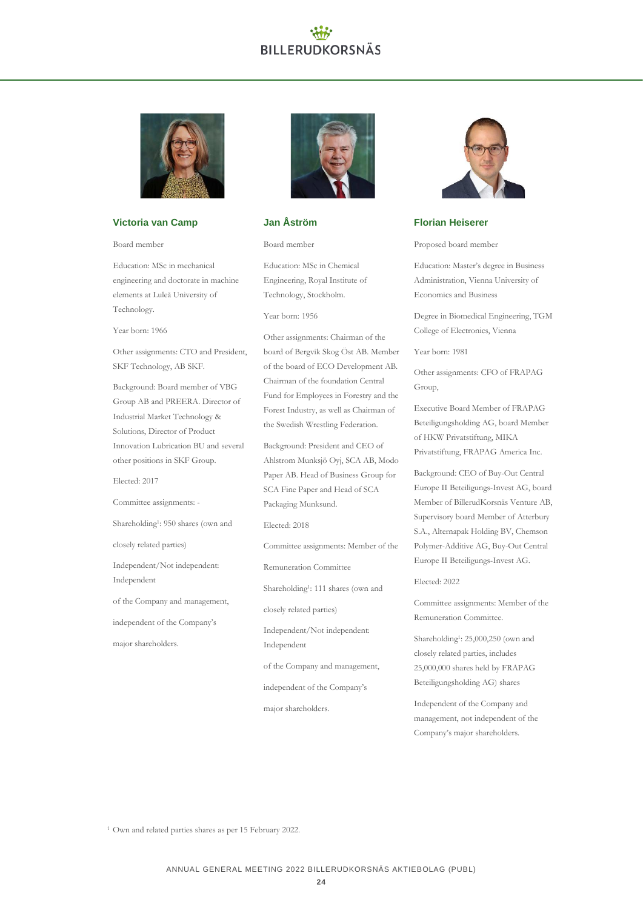### Victoria van Camp

Board member

Education: MSc in mechanical engineering and doctorate in machine elements at Luleå University of Technology.

Year born: 1966

Other assignments: CTO and President, SKF Technology, AB SKF.

Background: Board member of VBG Group AB and PREERA. Director of Industrial Market Technology & Solutions, Director of Product Innovation Lubrication BU and several other positions in SKF Group.

Elected: 2017

Committee assignments: -

Shareholding[1]: 950 shares (own and closely related parties)

Independent/Not independent: Independent of the Company and management, independent of the Company's major shareholders.

### Jan Åström

Board member

Education: MSc in Chemical Engineering, Royal Institute of Technology, Stockholm.

Year born: 1956

Other assignments: Chairman of the board of Bergvik Skog Öst AB. Member of the board of ECO Development AB. Chairman of the foundation Central Fund for Employees in Forestry and the Forest Industry, as well as Chairman of the Swedish Wrestling Federation.

Background: President and CEO of Ahlstrom Munksjö Oyj, SCA AB, Modo Paper AB. Head of Business Group for SCA Fine Paper and Head of SCA Packaging Munksund.

Elected: 2018

Committee assignments: Member of the Remuneration Committee

Shareholding[1]: 111 shares (own and closely related parties)

Independent/Not independent: Independent of the Company and management, independent of the Company's major shareholders.

### Florian Heiserer

Proposed board member

Education: Master's degree in Business Administration, Vienna University of Economics and Business

Degree in Biomedical Engineering, TGM College of Electronics, Vienna

Year born: 1981

Other assignments: CFO of FRAPAG Group,

Executive Board Member of FRAPAG Beteiligungsholding AG, board Member of HKW Privatstiftung, MIKA Privatstiftung, FRAPAG America Inc.

Background: CEO of Buy-Out Central Europe II Beteiligungs-Invest AG, board Member of BillerudKorsnäs Venture AB, Supervisory board Member of Atterbury S.A., Alternapak Holding BV, Chemson Polymer-Additive AG, Buy-Out Central Europe II Beteiligungs-Invest AG.

Elected: 2022

Committee assignments: Member of the Remuneration Committee.

Shareholding[1]: 25,000,250 (own and closely related parties, includes 25,000,000 shares held by FRAPAG Beteiligungsholding AG) shares

Independent of the Company and management, not independent of the Company's major shareholders.

[1] Own and related parties shares as per 15 February 2022.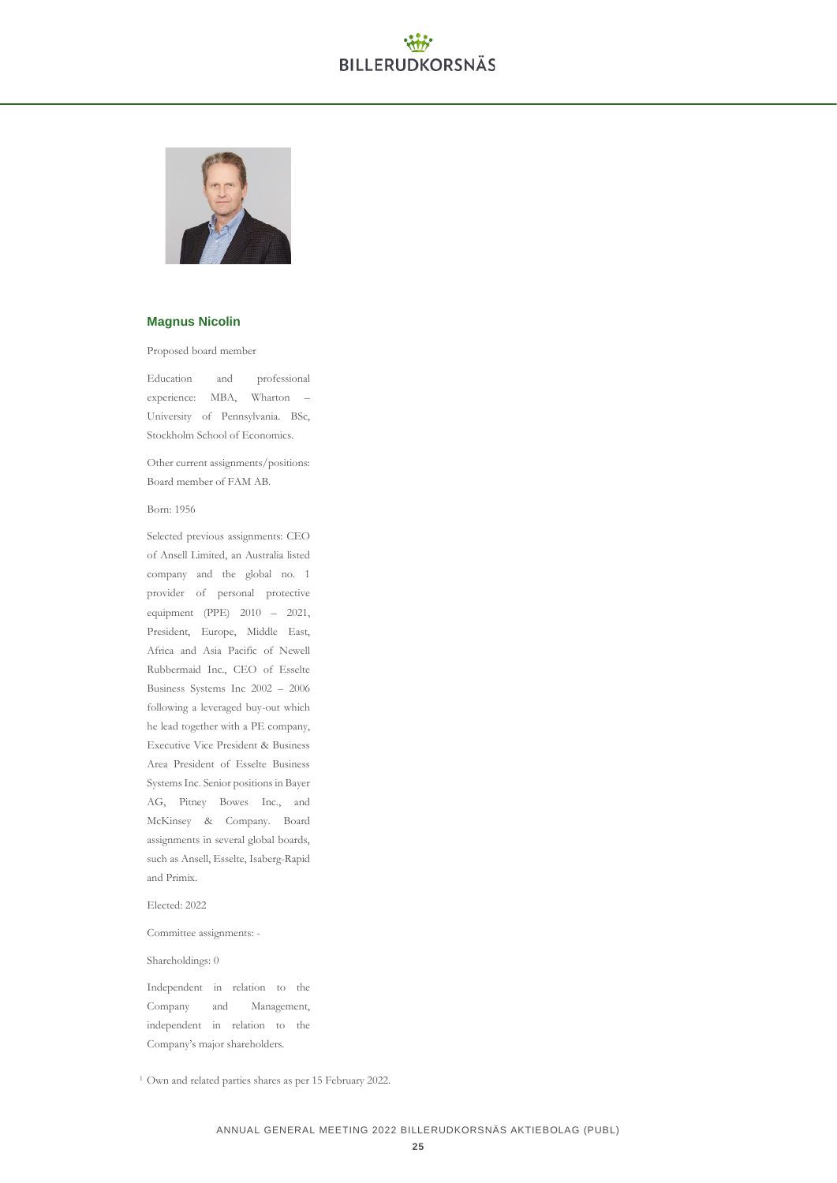### Magnus Nicolin

Proposed board member

Education and professional experience: MBA, Wharton – University of Pennsylvania. BSc, Stockholm School of Economics.

Other current assignments/positions: Board member of FAM AB.

Born: 1956

Selected previous assignments: CEO of Ansell Limited, an Australia listed company and the global no. 1 provider of personal protective equipment (PPE) 2010 – 2021, President, Europe, Middle East, Africa and Asia Pacific of Newell Rubbermaid Inc., CEO of Esselte Business Systems Inc 2002 – 2006 following a leveraged buy-out which he lead together with a PE company, Executive Vice President & Business Area President of Esselte Business Systems Inc. Senior positions in Bayer AG, Pitney Bowes Inc., and McKinsey & Company. Board assignments in several global boards, such as Ansell, Esselte, Isaberg-Rapid and Primix.

Elected: 2022

Committee assignments: -

Shareholdings: 0

Independent in relation to the Company and Management, independent in relation to the Company's major shareholders.

[1] Own and related parties shares as per 15 February 2022.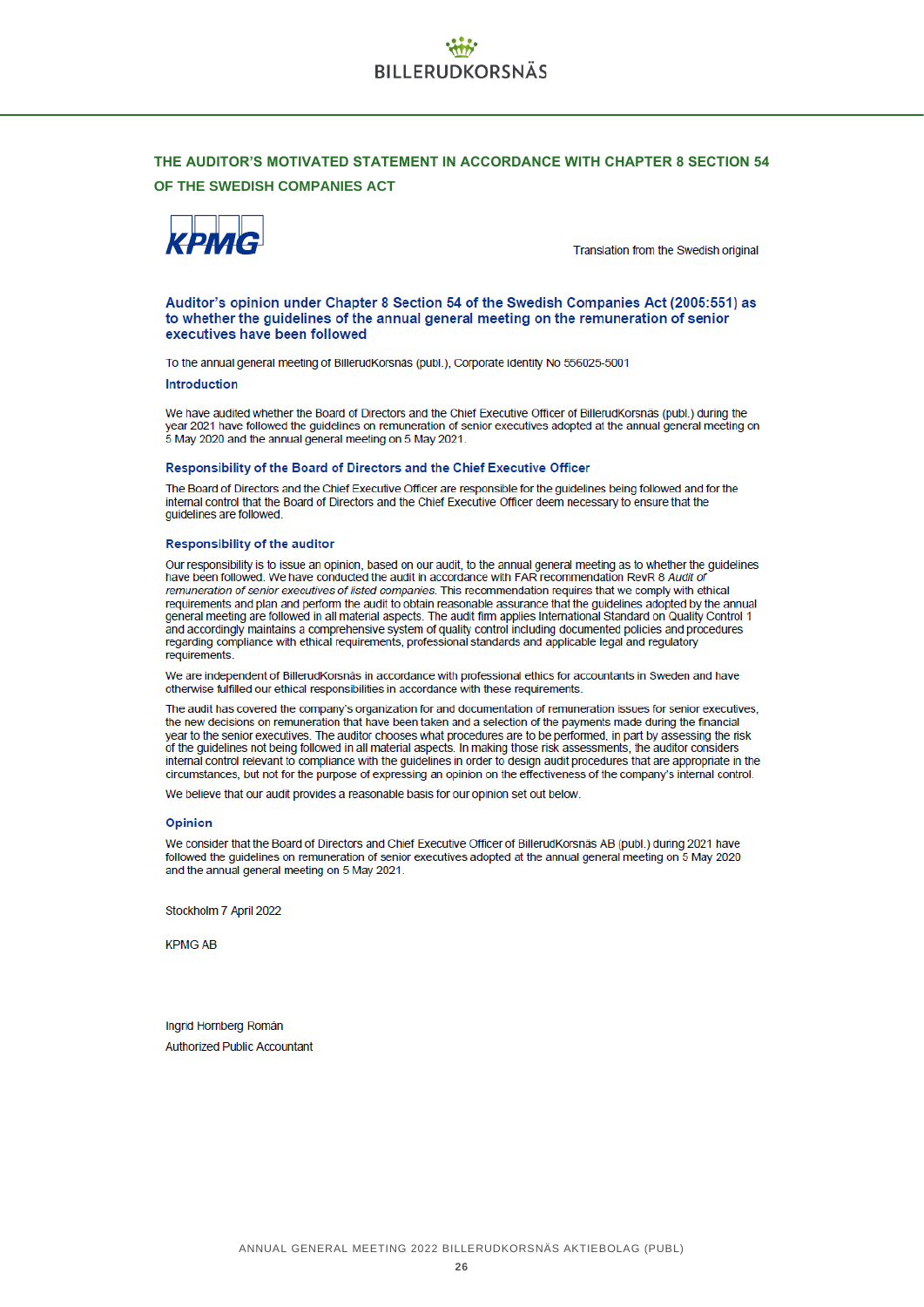## THE AUDITOR'S MOTIVATED STATEMENT IN ACCORDANCE WITH CHAPTER 8 SECTION 54 OF THE SWEDISH COMPANIES ACT

KPMG

Translation from the Swedish original

### Auditor's opinion under Chapter 8 Section 54 of the Swedish Companies Act (2005:551) as to whether the guidelines of the annual general meeting on the remuneration of senior executives have been followed

To the annual general meeting of BillerudKorsnäs (publ.), Corporate identity No 556025-5001

#### Introduction

We have audited whether the Board of Directors and the Chief Executive Officer of BillerudKorsnäs (publ.) during the year 2021 have followed the guidelines on remuneration of senior executives adopted at the annual general meeting on 5 May 2020 and the annual general meeting on 5 May 2021.

#### Responsibility of the Board of Directors and the Chief Executive Officer

The Board of Directors and the Chief Executive Officer are responsible for the guidelines being followed and for the internal control that the Board of Directors and the Chief Executive Officer deem necessary to ensure that the guidelines are followed.

#### Responsibility of the auditor

Our responsibility is to issue an opinion, based on our audit, to the annual general meeting as to whether the guidelines have been followed. We have conducted the audit in accordance with FAR recommendation RevR 8 *Audit of remuneration of senior executives of listed companies*. This recommendation requires that we comply with ethical requirements and plan and perform the audit to obtain reasonable assurance that the guidelines adopted by the annual general meeting are followed in all material aspects. The audit firm applies International Standard on Quality Control 1 and accordingly maintains a comprehensive system of quality control including documented policies and procedures regarding compliance with ethical requirements, professional standards and applicable legal and regulatory requirements.

We are independent of BillerudKorsnäs in accordance with professional ethics for accountants in Sweden and have otherwise fulfilled our ethical responsibilities in accordance with these requirements.

The audit has covered the company's organization for and documentation of remuneration issues for senior executives, the new decisions on remuneration that have been taken and a selection of the payments made during the financial year to the senior executives. The auditor chooses what procedures are to be performed, in part by assessing the risk of the guidelines not being followed in all material aspects. In making those risk assessments, the auditor considers internal control relevant to compliance with the guidelines in order to design audit procedures that are appropriate in the circumstances, but not for the purpose of expressing an opinion on the effectiveness of the company's internal control.

We believe that our audit provides a reasonable basis for our opinion set out below.

#### Opinion

We consider that the Board of Directors and Chief Executive Officer of BillerudKorsnäs AB (publ.) during 2021 have followed the guidelines on remuneration of senior executives adopted at the annual general meeting on 5 May 2020 and the annual general meeting on 5 May 2021.

Stockholm 7 April 2022

KPMG AB

Ingrid Hornberg Román
Authorized Public Accountant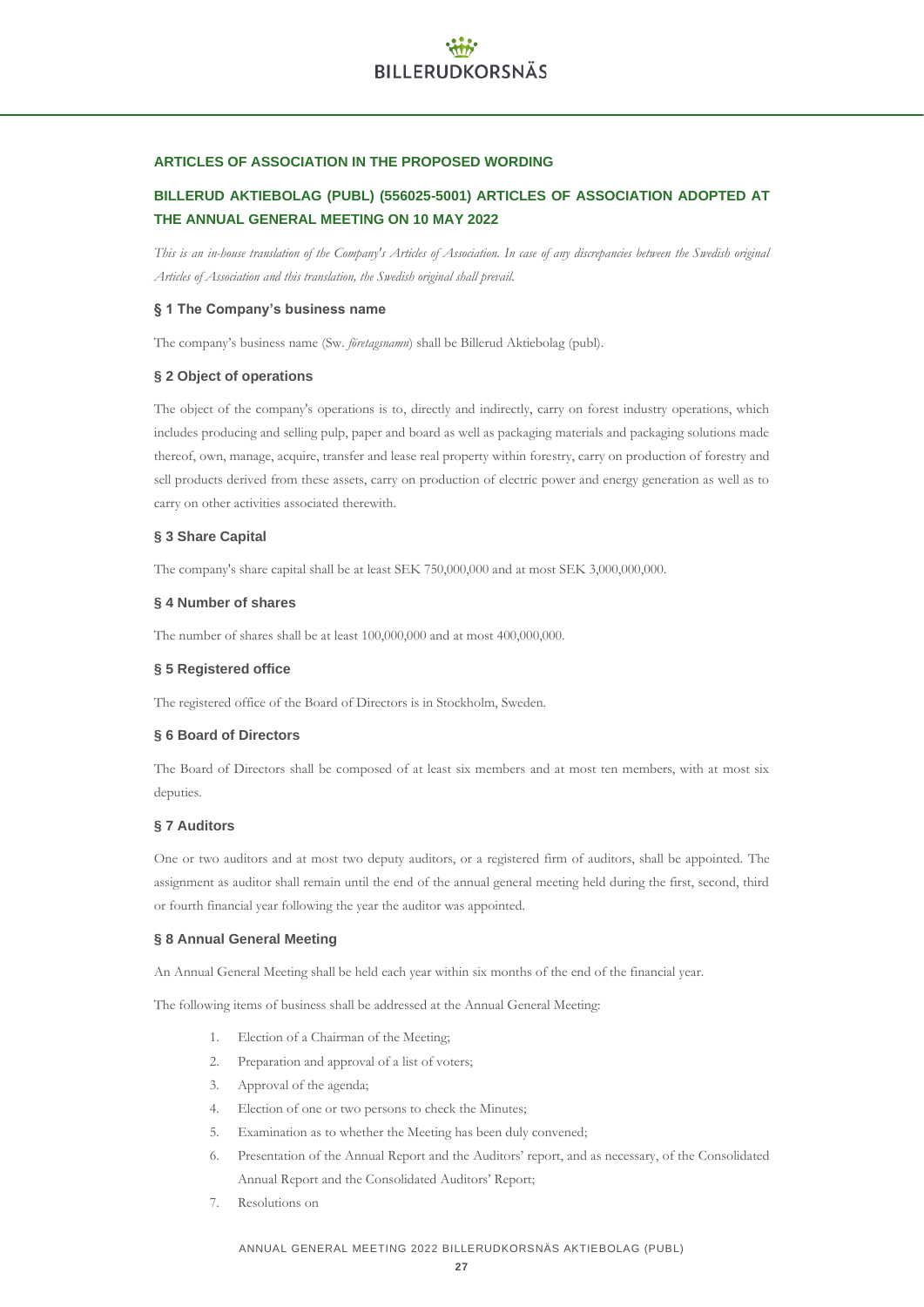## ARTICLES OF ASSOCIATION IN THE PROPOSED WORDING

## BILLERUD AKTIEBOLAG (PUBL) (556025-5001) ARTICLES OF ASSOCIATION ADOPTED AT THE ANNUAL GENERAL MEETING ON 10 MAY 2022

*This is an in-house translation of the Company's Articles of Association. In case of any discrepancies between the Swedish original Articles of Association and this translation, the Swedish original shall prevail.*

### § 1 The Company's business name

The company's business name (Sw. *företagsnamn*) shall be Billerud Aktiebolag (publ).

### § 2 Object of operations

The object of the company's operations is to, directly and indirectly, carry on forest industry operations, which includes producing and selling pulp, paper and board as well as packaging materials and packaging solutions made thereof, own, manage, acquire, transfer and lease real property within forestry, carry on production of forestry and sell products derived from these assets, carry on production of electric power and energy generation as well as to carry on other activities associated therewith.

### § 3 Share Capital

The company's share capital shall be at least SEK 750,000,000 and at most SEK 3,000,000,000.

### § 4 Number of shares

The number of shares shall be at least 100,000,000 and at most 400,000,000.

### § 5 Registered office

The registered office of the Board of Directors is in Stockholm, Sweden.

### § 6 Board of Directors

The Board of Directors shall be composed of at least six members and at most ten members, with at most six deputies.

### § 7 Auditors

One or two auditors and at most two deputy auditors, or a registered firm of auditors, shall be appointed. The assignment as auditor shall remain until the end of the annual general meeting held during the first, second, third or fourth financial year following the year the auditor was appointed.

### § 8 Annual General Meeting

An Annual General Meeting shall be held each year within six months of the end of the financial year.

The following items of business shall be addressed at the Annual General Meeting:

1. Election of a Chairman of the Meeting;
2. Preparation and approval of a list of voters;
3. Approval of the agenda;
4. Election of one or two persons to check the Minutes;
5. Examination as to whether the Meeting has been duly convened;
6. Presentation of the Annual Report and the Auditors' report, and as necessary, of the Consolidated Annual Report and the Consolidated Auditors' Report;
7. Resolutions on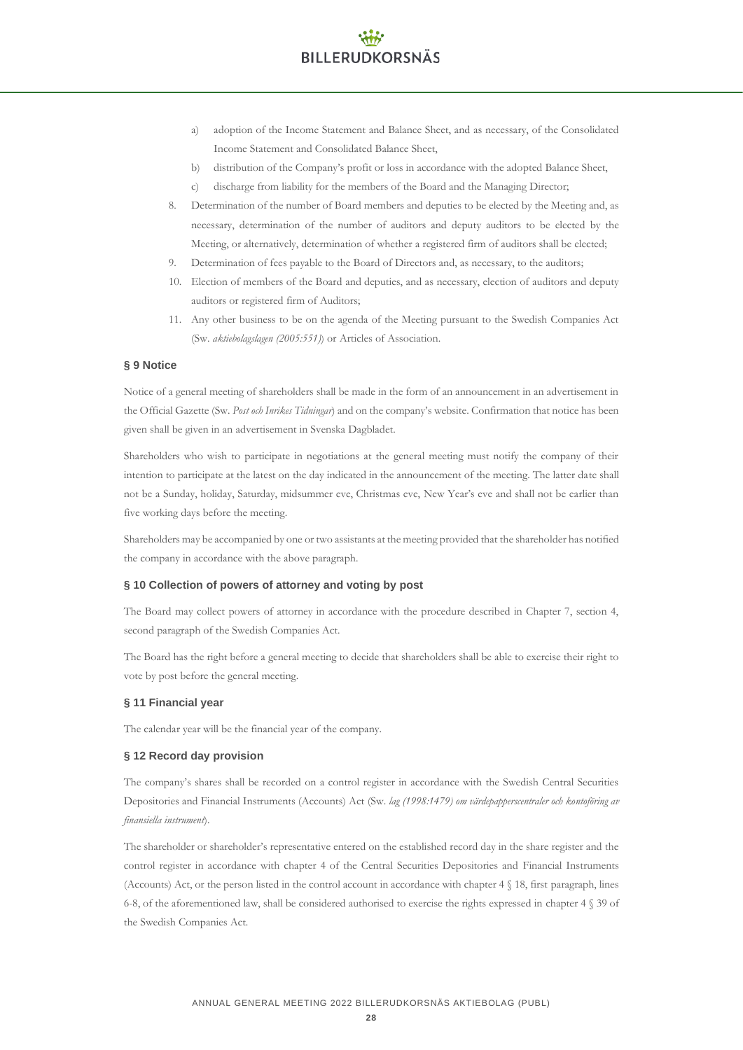a) adoption of the Income Statement and Balance Sheet, and as necessary, of the Consolidated Income Statement and Consolidated Balance Sheet,
b) distribution of the Company's profit or loss in accordance with the adopted Balance Sheet,
c) discharge from liability for the members of the Board and the Managing Director;

8. Determination of the number of Board members and deputies to be elected by the Meeting and, as necessary, determination of the number of auditors and deputy auditors to be elected by the Meeting, or alternatively, determination of whether a registered firm of auditors shall be elected;
9. Determination of fees payable to the Board of Directors and, as necessary, to the auditors;
10. Election of members of the Board and deputies, and as necessary, election of auditors and deputy auditors or registered firm of Auditors;
11. Any other business to be on the agenda of the Meeting pursuant to the Swedish Companies Act (Sw. *aktiebolagslagen (2005:551)*) or Articles of Association.

### § 9 Notice

Notice of a general meeting of shareholders shall be made in the form of an announcement in an advertisement in the Official Gazette (Sw. *Post och Inrikes Tidningar*) and on the company's website. Confirmation that notice has been given shall be given in an advertisement in Svenska Dagbladet.

Shareholders who wish to participate in negotiations at the general meeting must notify the company of their intention to participate at the latest on the day indicated in the announcement of the meeting. The latter date shall not be a Sunday, holiday, Saturday, midsummer eve, Christmas eve, New Year's eve and shall not be earlier than five working days before the meeting.

Shareholders may be accompanied by one or two assistants at the meeting provided that the shareholder has notified the company in accordance with the above paragraph.

### § 10 Collection of powers of attorney and voting by post

The Board may collect powers of attorney in accordance with the procedure described in Chapter 7, section 4, second paragraph of the Swedish Companies Act.

The Board has the right before a general meeting to decide that shareholders shall be able to exercise their right to vote by post before the general meeting.

### § 11 Financial year

The calendar year will be the financial year of the company.

### § 12 Record day provision

The company's shares shall be recorded on a control register in accordance with the Swedish Central Securities Depositories and Financial Instruments (Accounts) Act (Sw. *lag (1998:1479) om värdepapperscentraler och kontoföring av finansiella instrument*).

The shareholder or shareholder's representative entered on the established record day in the share register and the control register in accordance with chapter 4 of the Central Securities Depositories and Financial Instruments (Accounts) Act, or the person listed in the control account in accordance with chapter 4 § 18, first paragraph, lines 6-8, of the aforementioned law, shall be considered authorised to exercise the rights expressed in chapter 4 § 39 of the Swedish Companies Act.